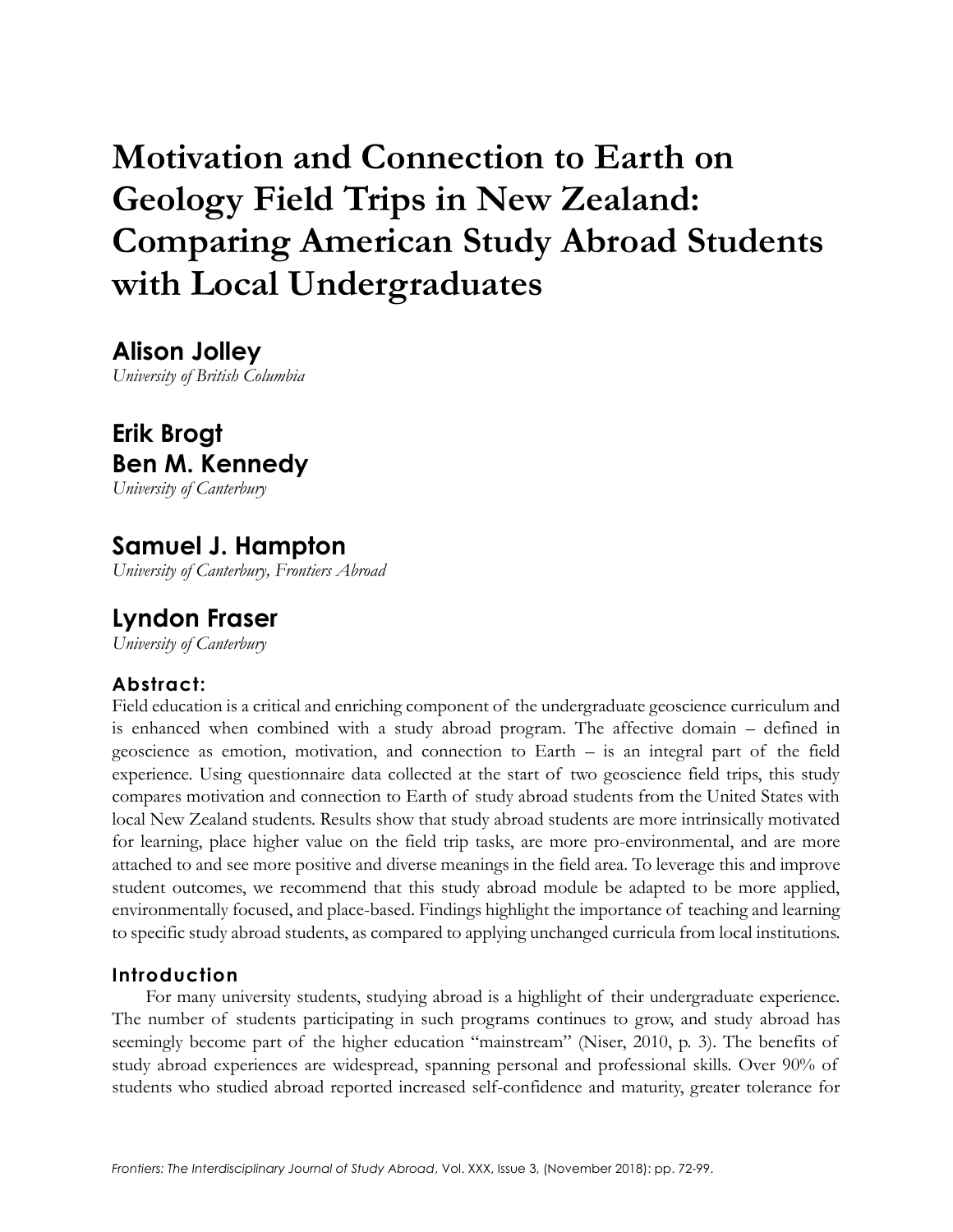# Motivation and Connection to Earth on Geology Field Trips in New Zealand: Comparing American Study Abroad Students with Local Undergraduates

## Alison Jolley

*University of British Columbia*

## Erik Brogt
## Ben M. Kennedy

*University of Canterbury*

## Samuel J. Hampton

*University of Canterbury, Frontiers Abroad*

## Lyndon Fraser

*University of Canterbury*

### Abstract:

Field education is a critical and enriching component of the undergraduate geoscience curriculum and is enhanced when combined with a study abroad program. The affective domain – defined in geoscience as emotion, motivation, and connection to Earth – is an integral part of the field experience. Using questionnaire data collected at the start of two geoscience field trips, this study compares motivation and connection to Earth of study abroad students from the United States with local New Zealand students. Results show that study abroad students are more intrinsically motivated for learning, place higher value on the field trip tasks, are more pro-environmental, and are more attached to and see more positive and diverse meanings in the field area. To leverage this and improve student outcomes, we recommend that this study abroad module be adapted to be more applied, environmentally focused, and place-based. Findings highlight the importance of teaching and learning to specific study abroad students, as compared to applying unchanged curricula from local institutions.

### Introduction

For many university students, studying abroad is a highlight of their undergraduate experience. The number of students participating in such programs continues to grow, and study abroad has seemingly become part of the higher education "mainstream" (Niser, 2010, p. 3). The benefits of study abroad experiences are widespread, spanning personal and professional skills. Over 90% of students who studied abroad reported increased self-confidence and maturity, greater tolerance for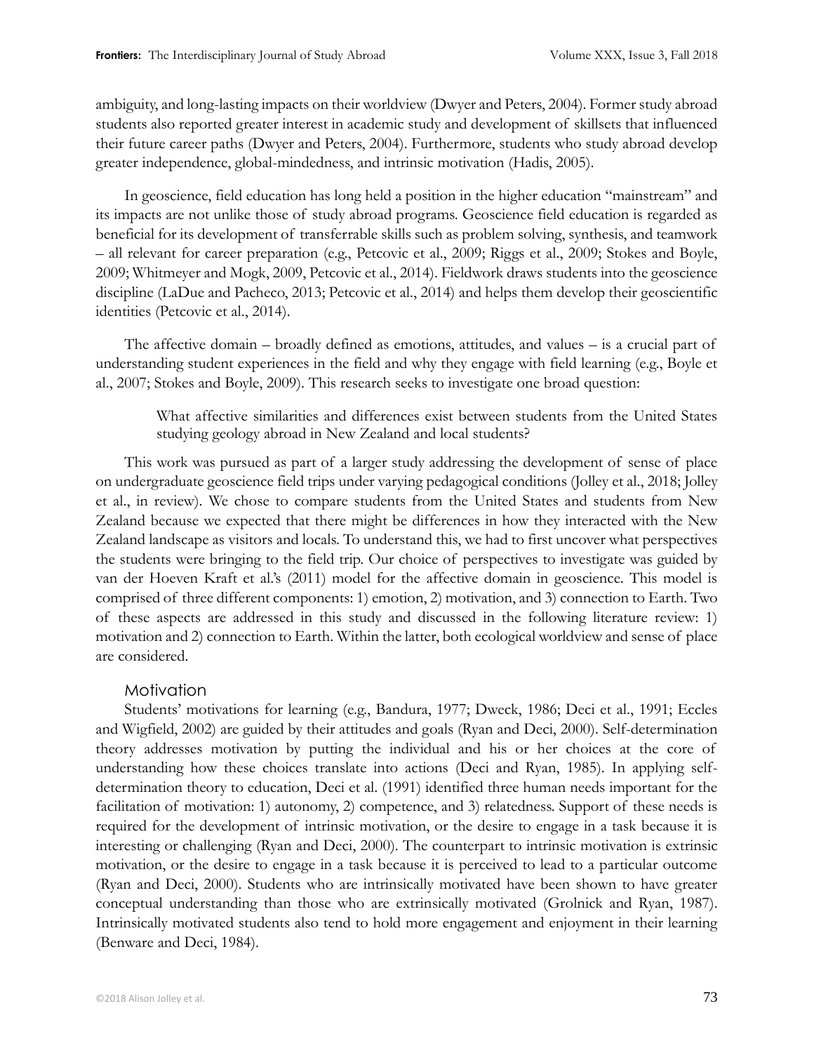ambiguity, and long-lasting impacts on their worldview (Dwyer and Peters, 2004). Former study abroad students also reported greater interest in academic study and development of skillsets that influenced their future career paths (Dwyer and Peters, 2004). Furthermore, students who study abroad develop greater independence, global-mindedness, and intrinsic motivation (Hadis, 2005).

In geoscience, field education has long held a position in the higher education "mainstream" and its impacts are not unlike those of study abroad programs. Geoscience field education is regarded as beneficial for its development of transferrable skills such as problem solving, synthesis, and teamwork – all relevant for career preparation (e.g., Petcovic et al., 2009; Riggs et al., 2009; Stokes and Boyle, 2009; Whitmeyer and Mogk, 2009, Petcovic et al., 2014). Fieldwork draws students into the geoscience discipline (LaDue and Pacheco, 2013; Petcovic et al., 2014) and helps them develop their geoscientific identities (Petcovic et al., 2014).

The affective domain – broadly defined as emotions, attitudes, and values – is a crucial part of understanding student experiences in the field and why they engage with field learning (e.g., Boyle et al., 2007; Stokes and Boyle, 2009). This research seeks to investigate one broad question:

> What affective similarities and differences exist between students from the United States studying geology abroad in New Zealand and local students?

This work was pursued as part of a larger study addressing the development of sense of place on undergraduate geoscience field trips under varying pedagogical conditions (Jolley et al., 2018; Jolley et al., in review). We chose to compare students from the United States and students from New Zealand because we expected that there might be differences in how they interacted with the New Zealand landscape as visitors and locals. To understand this, we had to first uncover what perspectives the students were bringing to the field trip. Our choice of perspectives to investigate was guided by van der Hoeven Kraft et al.'s (2011) model for the affective domain in geoscience. This model is comprised of three different components: 1) emotion, 2) motivation, and 3) connection to Earth. Two of these aspects are addressed in this study and discussed in the following literature review: 1) motivation and 2) connection to Earth. Within the latter, both ecological worldview and sense of place are considered.

## Motivation

Students' motivations for learning (e.g., Bandura, 1977; Dweck, 1986; Deci et al., 1991; Eccles and Wigfield, 2002) are guided by their attitudes and goals (Ryan and Deci, 2000). Self-determination theory addresses motivation by putting the individual and his or her choices at the core of understanding how these choices translate into actions (Deci and Ryan, 1985). In applying self-determination theory to education, Deci et al. (1991) identified three human needs important for the facilitation of motivation: 1) autonomy, 2) competence, and 3) relatedness. Support of these needs is required for the development of intrinsic motivation, or the desire to engage in a task because it is interesting or challenging (Ryan and Deci, 2000). The counterpart to intrinsic motivation is extrinsic motivation, or the desire to engage in a task because it is perceived to lead to a particular outcome (Ryan and Deci, 2000). Students who are intrinsically motivated have been shown to have greater conceptual understanding than those who are extrinsically motivated (Grolnick and Ryan, 1987). Intrinsically motivated students also tend to hold more engagement and enjoyment in their learning (Benware and Deci, 1984).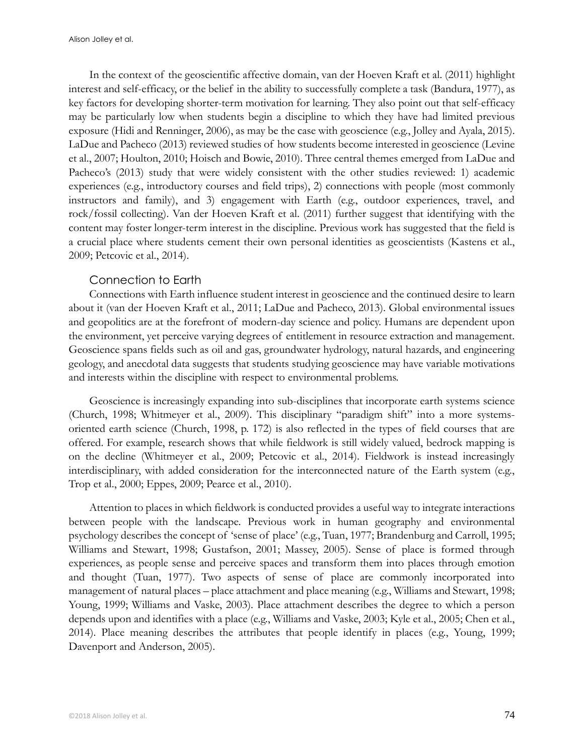In the context of the geoscientific affective domain, van der Hoeven Kraft et al. (2011) highlight interest and self-efficacy, or the belief in the ability to successfully complete a task (Bandura, 1977), as key factors for developing shorter-term motivation for learning. They also point out that self-efficacy may be particularly low when students begin a discipline to which they have had limited previous exposure (Hidi and Renninger, 2006), as may be the case with geoscience (e.g., Jolley and Ayala, 2015). LaDue and Pacheco (2013) reviewed studies of how students become interested in geoscience (Levine et al., 2007; Houlton, 2010; Hoisch and Bowie, 2010). Three central themes emerged from LaDue and Pacheco's (2013) study that were widely consistent with the other studies reviewed: 1) academic experiences (e.g., introductory courses and field trips), 2) connections with people (most commonly instructors and family), and 3) engagement with Earth (e.g., outdoor experiences, travel, and rock/fossil collecting). Van der Hoeven Kraft et al. (2011) further suggest that identifying with the content may foster longer-term interest in the discipline. Previous work has suggested that the field is a crucial place where students cement their own personal identities as geoscientists (Kastens et al., 2009; Petcovic et al., 2014).

## Connection to Earth

Connections with Earth influence student interest in geoscience and the continued desire to learn about it (van der Hoeven Kraft et al., 2011; LaDue and Pacheco, 2013). Global environmental issues and geopolitics are at the forefront of modern-day science and policy. Humans are dependent upon the environment, yet perceive varying degrees of entitlement in resource extraction and management. Geoscience spans fields such as oil and gas, groundwater hydrology, natural hazards, and engineering geology, and anecdotal data suggests that students studying geoscience may have variable motivations and interests within the discipline with respect to environmental problems.

Geoscience is increasingly expanding into sub-disciplines that incorporate earth systems science (Church, 1998; Whitmeyer et al., 2009). This disciplinary "paradigm shift" into a more systems-oriented earth science (Church, 1998, p. 172) is also reflected in the types of field courses that are offered. For example, research shows that while fieldwork is still widely valued, bedrock mapping is on the decline (Whitmeyer et al., 2009; Petcovic et al., 2014). Fieldwork is instead increasingly interdisciplinary, with added consideration for the interconnected nature of the Earth system (e.g., Trop et al., 2000; Eppes, 2009; Pearce et al., 2010).

Attention to places in which fieldwork is conducted provides a useful way to integrate interactions between people with the landscape. Previous work in human geography and environmental psychology describes the concept of 'sense of place' (e.g., Tuan, 1977; Brandenburg and Carroll, 1995; Williams and Stewart, 1998; Gustafson, 2001; Massey, 2005). Sense of place is formed through experiences, as people sense and perceive spaces and transform them into places through emotion and thought (Tuan, 1977). Two aspects of sense of place are commonly incorporated into management of natural places – place attachment and place meaning (e.g., Williams and Stewart, 1998; Young, 1999; Williams and Vaske, 2003). Place attachment describes the degree to which a person depends upon and identifies with a place (e.g., Williams and Vaske, 2003; Kyle et al., 2005; Chen et al., 2014). Place meaning describes the attributes that people identify in places (e.g., Young, 1999; Davenport and Anderson, 2005).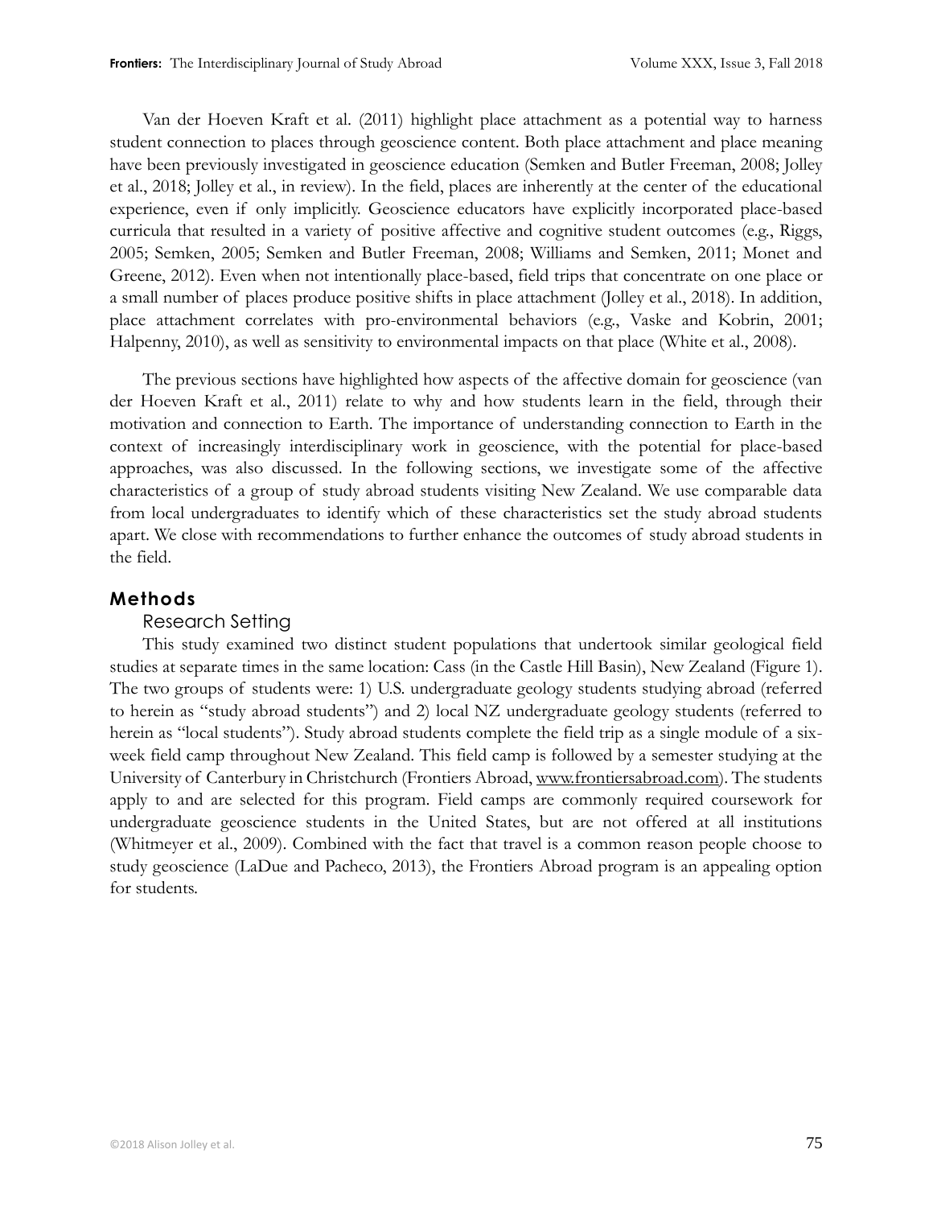Van der Hoeven Kraft et al. (2011) highlight place attachment as a potential way to harness student connection to places through geoscience content. Both place attachment and place meaning have been previously investigated in geoscience education (Semken and Butler Freeman, 2008; Jolley et al., 2018; Jolley et al., in review). In the field, places are inherently at the center of the educational experience, even if only implicitly. Geoscience educators have explicitly incorporated place-based curricula that resulted in a variety of positive affective and cognitive student outcomes (e.g., Riggs, 2005; Semken, 2005; Semken and Butler Freeman, 2008; Williams and Semken, 2011; Monet and Greene, 2012). Even when not intentionally place-based, field trips that concentrate on one place or a small number of places produce positive shifts in place attachment (Jolley et al., 2018). In addition, place attachment correlates with pro-environmental behaviors (e.g., Vaske and Kobrin, 2001; Halpenny, 2010), as well as sensitivity to environmental impacts on that place (White et al., 2008).

The previous sections have highlighted how aspects of the affective domain for geoscience (van der Hoeven Kraft et al., 2011) relate to why and how students learn in the field, through their motivation and connection to Earth. The importance of understanding connection to Earth in the context of increasingly interdisciplinary work in geoscience, with the potential for place-based approaches, was also discussed. In the following sections, we investigate some of the affective characteristics of a group of study abroad students visiting New Zealand. We use comparable data from local undergraduates to identify which of these characteristics set the study abroad students apart. We close with recommendations to further enhance the outcomes of study abroad students in the field.

## Methods

### Research Setting

This study examined two distinct student populations that undertook similar geological field studies at separate times in the same location: Cass (in the Castle Hill Basin), New Zealand (Figure 1). The two groups of students were: 1) U.S. undergraduate geology students studying abroad (referred to herein as "study abroad students") and 2) local NZ undergraduate geology students (referred to herein as "local students"). Study abroad students complete the field trip as a single module of a six-week field camp throughout New Zealand. This field camp is followed by a semester studying at the University of Canterbury in Christchurch (Frontiers Abroad, www.frontiersabroad.com). The students apply to and are selected for this program. Field camps are commonly required coursework for undergraduate geoscience students in the United States, but are not offered at all institutions (Whitmeyer et al., 2009). Combined with the fact that travel is a common reason people choose to study geoscience (LaDue and Pacheco, 2013), the Frontiers Abroad program is an appealing option for students.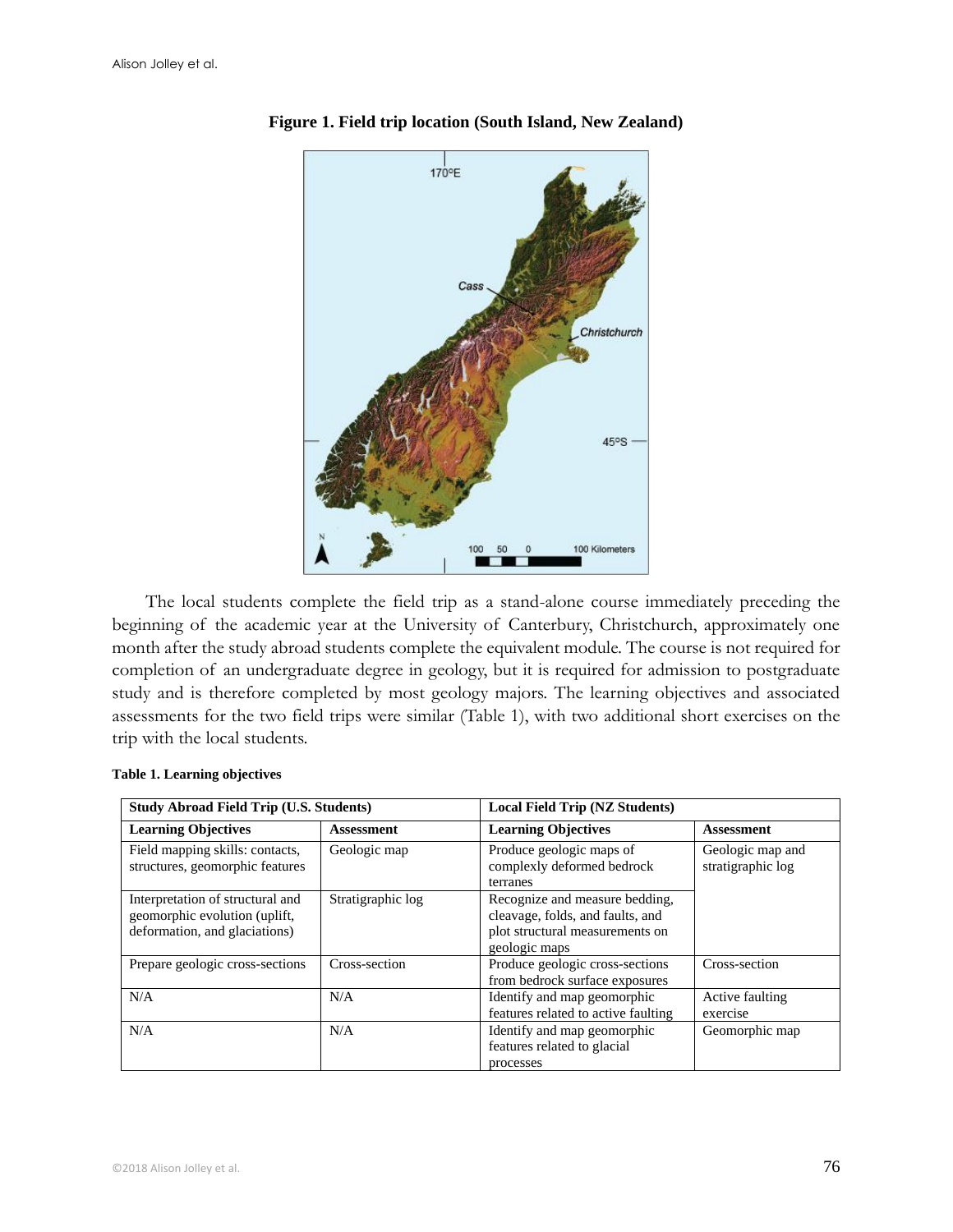**Figure 1. Field trip location (South Island, New Zealand)**

The local students complete the field trip as a stand-alone course immediately preceding the beginning of the academic year at the University of Canterbury, Christchurch, approximately one month after the study abroad students complete the equivalent module. The course is not required for completion of an undergraduate degree in geology, but it is required for admission to postgraduate study and is therefore completed by most geology majors. The learning objectives and associated assessments for the two field trips were similar (Table 1), with two additional short exercises on the trip with the local students.

**Table 1. Learning objectives**

| Study Abroad Field Trip (U.S. Students) | | Local Field Trip (NZ Students) | |
|---|---|---|---|
| **Learning Objectives** | **Assessment** | **Learning Objectives** | **Assessment** |
| Field mapping skills: contacts, structures, geomorphic features | Geologic map | Produce geologic maps of complexly deformed bedrock terranes | Geologic map and stratigraphic log |
| Interpretation of structural and geomorphic evolution (uplift, deformation, and glaciations) | Stratigraphic log | Recognize and measure bedding, cleavage, folds, and faults, and plot structural measurements on geologic maps | |
| Prepare geologic cross-sections | Cross-section | Produce geologic cross-sections from bedrock surface exposures | Cross-section |
| N/A | N/A | Identify and map geomorphic features related to active faulting | Active faulting exercise |
| N/A | N/A | Identify and map geomorphic features related to glacial processes | Geomorphic map |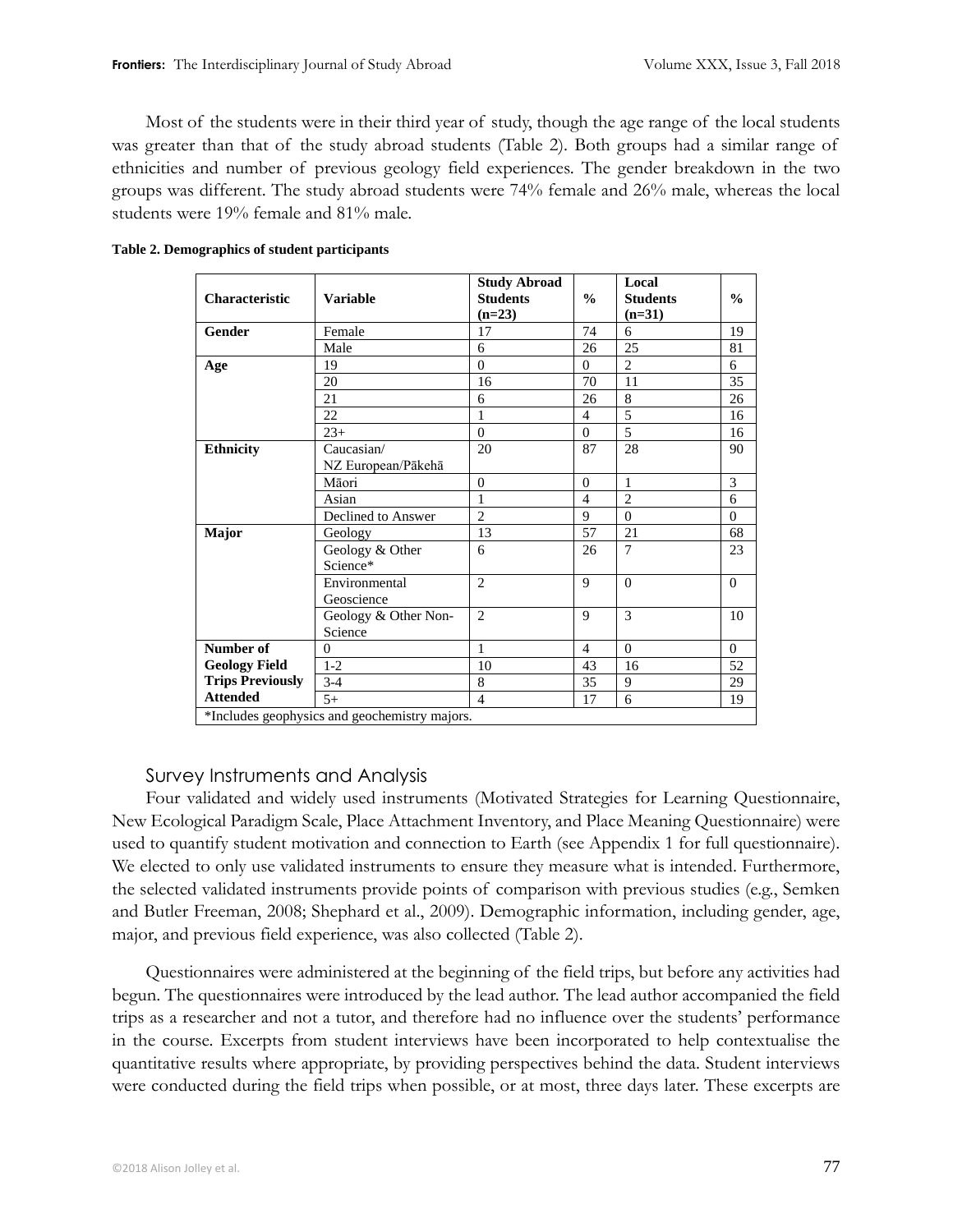Most of the students were in their third year of study, though the age range of the local students was greater than that of the study abroad students (Table 2). Both groups had a similar range of ethnicities and number of previous geology field experiences. The gender breakdown in the two groups was different. The study abroad students were 74% female and 26% male, whereas the local students were 19% female and 81% male.

**Table 2. Demographics of student participants**

| Characteristic | Variable | Study Abroad Students (n=23) | % | Local Students (n=31) | % |
|---|---|---|---|---|---|
| **Gender** | Female | 17 | 74 | 6 | 19 |
| | Male | 6 | 26 | 25 | 81 |
| **Age** | 19 | 0 | 0 | 2 | 6 |
| | 20 | 16 | 70 | 11 | 35 |
| | 21 | 6 | 26 | 8 | 26 |
| | 22 | 1 | 4 | 5 | 16 |
| | 23+ | 0 | 0 | 5 | 16 |
| **Ethnicity** | Caucasian/ NZ European/Pākehā | 20 | 87 | 28 | 90 |
| | Māori | 0 | 0 | 1 | 3 |
| | Asian | 1 | 4 | 2 | 6 |
| | Declined to Answer | 2 | 9 | 0 | 0 |
| **Major** | Geology | 13 | 57 | 21 | 68 |
| | Geology & Other Science* | 6 | 26 | 7 | 23 |
| | Environmental Geoscience | 2 | 9 | 0 | 0 |
| | Geology & Other Non-Science | 2 | 9 | 3 | 10 |
| **Number of Geology Field Trips Previously Attended** | 0 | 1 | 4 | 0 | 0 |
| | 1-2 | 10 | 43 | 16 | 52 |
| | 3-4 | 8 | 35 | 9 | 29 |
| | 5+ | 4 | 17 | 6 | 19 |

*Includes geophysics and geochemistry majors.

## Survey Instruments and Analysis

Four validated and widely used instruments (Motivated Strategies for Learning Questionnaire, New Ecological Paradigm Scale, Place Attachment Inventory, and Place Meaning Questionnaire) were used to quantify student motivation and connection to Earth (see Appendix 1 for full questionnaire). We elected to only use validated instruments to ensure they measure what is intended. Furthermore, the selected validated instruments provide points of comparison with previous studies (e.g., Semken and Butler Freeman, 2008; Shephard et al., 2009). Demographic information, including gender, age, major, and previous field experience, was also collected (Table 2).

Questionnaires were administered at the beginning of the field trips, but before any activities had begun. The questionnaires were introduced by the lead author. The lead author accompanied the field trips as a researcher and not a tutor, and therefore had no influence over the students' performance in the course. Excerpts from student interviews have been incorporated to help contextualise the quantitative results where appropriate, by providing perspectives behind the data. Student interviews were conducted during the field trips when possible, or at most, three days later. These excerpts are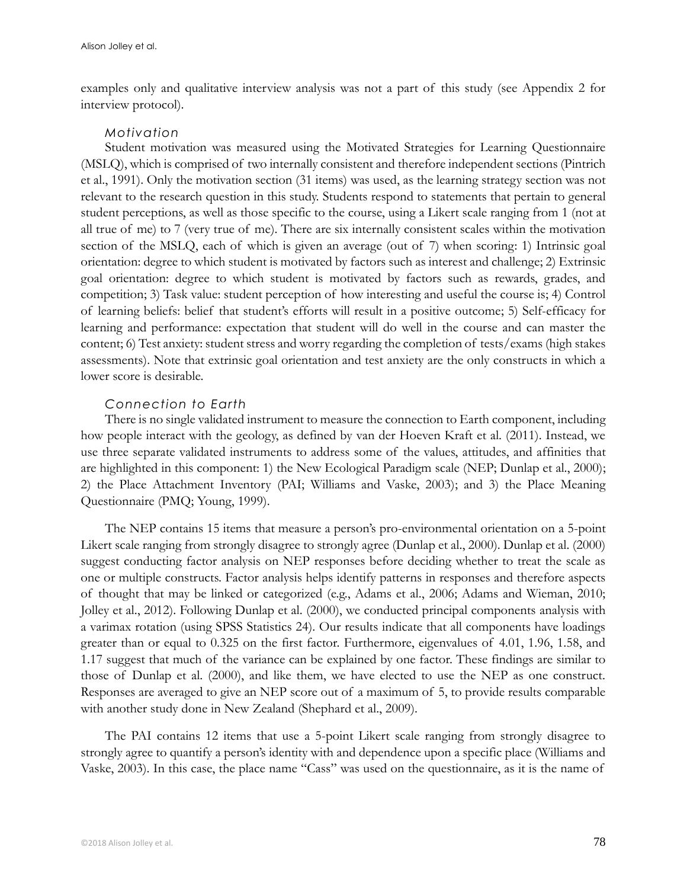examples only and qualitative interview analysis was not a part of this study (see Appendix 2 for interview protocol).

### *Motivation*

Student motivation was measured using the Motivated Strategies for Learning Questionnaire (MSLQ), which is comprised of two internally consistent and therefore independent sections (Pintrich et al., 1991). Only the motivation section (31 items) was used, as the learning strategy section was not relevant to the research question in this study. Students respond to statements that pertain to general student perceptions, as well as those specific to the course, using a Likert scale ranging from 1 (not at all true of me) to 7 (very true of me). There are six internally consistent scales within the motivation section of the MSLQ, each of which is given an average (out of 7) when scoring: 1) Intrinsic goal orientation: degree to which student is motivated by factors such as interest and challenge; 2) Extrinsic goal orientation: degree to which student is motivated by factors such as rewards, grades, and competition; 3) Task value: student perception of how interesting and useful the course is; 4) Control of learning beliefs: belief that student's efforts will result in a positive outcome; 5) Self-efficacy for learning and performance: expectation that student will do well in the course and can master the content; 6) Test anxiety: student stress and worry regarding the completion of tests/exams (high stakes assessments). Note that extrinsic goal orientation and test anxiety are the only constructs in which a lower score is desirable.

### *Connection to Earth*

There is no single validated instrument to measure the connection to Earth component, including how people interact with the geology, as defined by van der Hoeven Kraft et al. (2011). Instead, we use three separate validated instruments to address some of the values, attitudes, and affinities that are highlighted in this component: 1) the New Ecological Paradigm scale (NEP; Dunlap et al., 2000); 2) the Place Attachment Inventory (PAI; Williams and Vaske, 2003); and 3) the Place Meaning Questionnaire (PMQ; Young, 1999).

The NEP contains 15 items that measure a person's pro-environmental orientation on a 5-point Likert scale ranging from strongly disagree to strongly agree (Dunlap et al., 2000). Dunlap et al. (2000) suggest conducting factor analysis on NEP responses before deciding whether to treat the scale as one or multiple constructs. Factor analysis helps identify patterns in responses and therefore aspects of thought that may be linked or categorized (e.g., Adams et al., 2006; Adams and Wieman, 2010; Jolley et al., 2012). Following Dunlap et al. (2000), we conducted principal components analysis with a varimax rotation (using SPSS Statistics 24). Our results indicate that all components have loadings greater than or equal to 0.325 on the first factor. Furthermore, eigenvalues of 4.01, 1.96, 1.58, and 1.17 suggest that much of the variance can be explained by one factor. These findings are similar to those of Dunlap et al. (2000), and like them, we have elected to use the NEP as one construct. Responses are averaged to give an NEP score out of a maximum of 5, to provide results comparable with another study done in New Zealand (Shephard et al., 2009).

The PAI contains 12 items that use a 5-point Likert scale ranging from strongly disagree to strongly agree to quantify a person's identity with and dependence upon a specific place (Williams and Vaske, 2003). In this case, the place name "Cass" was used on the questionnaire, as it is the name of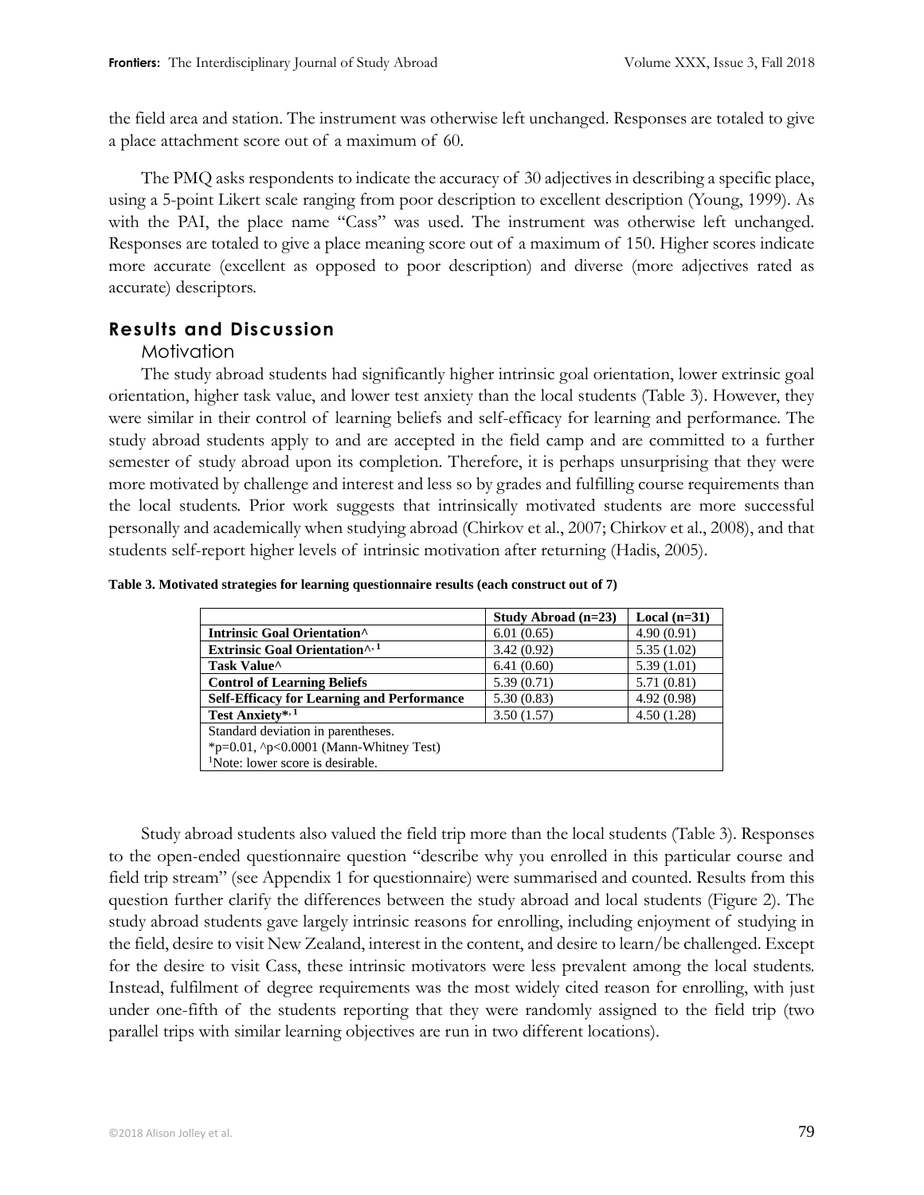the field area and station. The instrument was otherwise left unchanged. Responses are totaled to give a place attachment score out of a maximum of 60.

The PMQ asks respondents to indicate the accuracy of 30 adjectives in describing a specific place, using a 5-point Likert scale ranging from poor description to excellent description (Young, 1999). As with the PAI, the place name "Cass" was used. The instrument was otherwise left unchanged. Responses are totaled to give a place meaning score out of a maximum of 150. Higher scores indicate more accurate (excellent as opposed to poor description) and diverse (more adjectives rated as accurate) descriptors.

## Results and Discussion

### Motivation

The study abroad students had significantly higher intrinsic goal orientation, lower extrinsic goal orientation, higher task value, and lower test anxiety than the local students (Table 3). However, they were similar in their control of learning beliefs and self-efficacy for learning and performance. The study abroad students apply to and are accepted in the field camp and are committed to a further semester of study abroad upon its completion. Therefore, it is perhaps unsurprising that they were more motivated by challenge and interest and less so by grades and fulfilling course requirements than the local students. Prior work suggests that intrinsically motivated students are more successful personally and academically when studying abroad (Chirkov et al., 2007; Chirkov et al., 2008), and that students self-report higher levels of intrinsic motivation after returning (Hadis, 2005).

**Table 3. Motivated strategies for learning questionnaire results (each construct out of 7)**

| | Study Abroad (n=23) | Local (n=31) |
|---|---|---|
| **Intrinsic Goal Orientation^** | 6.01 (0.65) | 4.90 (0.91) |
| **Extrinsic Goal Orientation^, 1** | 3.42 (0.92) | 5.35 (1.02) |
| **Task Value^** | 6.41 (0.60) | 5.39 (1.01) |
| **Control of Learning Beliefs** | 5.39 (0.71) | 5.71 (0.81) |
| **Self-Efficacy for Learning and Performance** | 5.30 (0.83) | 4.92 (0.98) |
| **Test Anxiety*, 1** | 3.50 (1.57) | 4.50 (1.28) |

Standard deviation in parentheses.
*p=0.01, ^p<0.0001 (Mann-Whitney Test)
[1]Note: lower score is desirable.

Study abroad students also valued the field trip more than the local students (Table 3). Responses to the open-ended questionnaire question "describe why you enrolled in this particular course and field trip stream" (see Appendix 1 for questionnaire) were summarised and counted. Results from this question further clarify the differences between the study abroad and local students (Figure 2). The study abroad students gave largely intrinsic reasons for enrolling, including enjoyment of studying in the field, desire to visit New Zealand, interest in the content, and desire to learn/be challenged. Except for the desire to visit Cass, these intrinsic motivators were less prevalent among the local students. Instead, fulfilment of degree requirements was the most widely cited reason for enrolling, with just under one-fifth of the students reporting that they were randomly assigned to the field trip (two parallel trips with similar learning objectives are run in two different locations).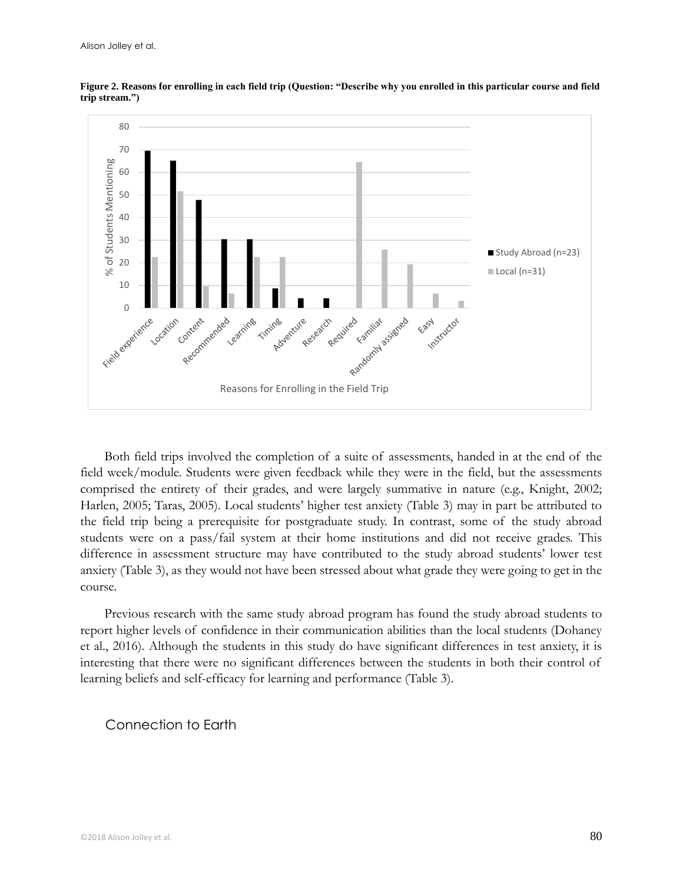**Figure 2. Reasons for enrolling in each field trip (Question: "Describe why you enrolled in this particular course and field trip stream.")**

% of Students Mentioning

0
10
20
30
40
50
60
70
80

Field experience
Location
Content
Recommended
Learning
Timing
Adventure
Research
Required
Familiar
Randomly assigned
Easy
Instructor

Reasons for Enrolling in the Field Trip

Study Abroad (n=23)
Local (n=31)

Both field trips involved the completion of a suite of assessments, handed in at the end of the field week/module. Students were given feedback while they were in the field, but the assessments comprised the entirety of their grades, and were largely summative in nature (e.g., Knight, 2002; Harlen, 2005; Taras, 2005). Local students' higher test anxiety (Table 3) may in part be attributed to the field trip being a prerequisite for postgraduate study. In contrast, some of the study abroad students were on a pass/fail system at their home institutions and did not receive grades. This difference in assessment structure may have contributed to the study abroad students' lower test anxiety (Table 3), as they would not have been stressed about what grade they were going to get in the course.

Previous research with the same study abroad program has found the study abroad students to report higher levels of confidence in their communication abilities than the local students (Dohaney et al., 2016). Although the students in this study do have significant differences in test anxiety, it is interesting that there were no significant differences between the students in both their control of learning beliefs and self-efficacy for learning and performance (Table 3).

## Connection to Earth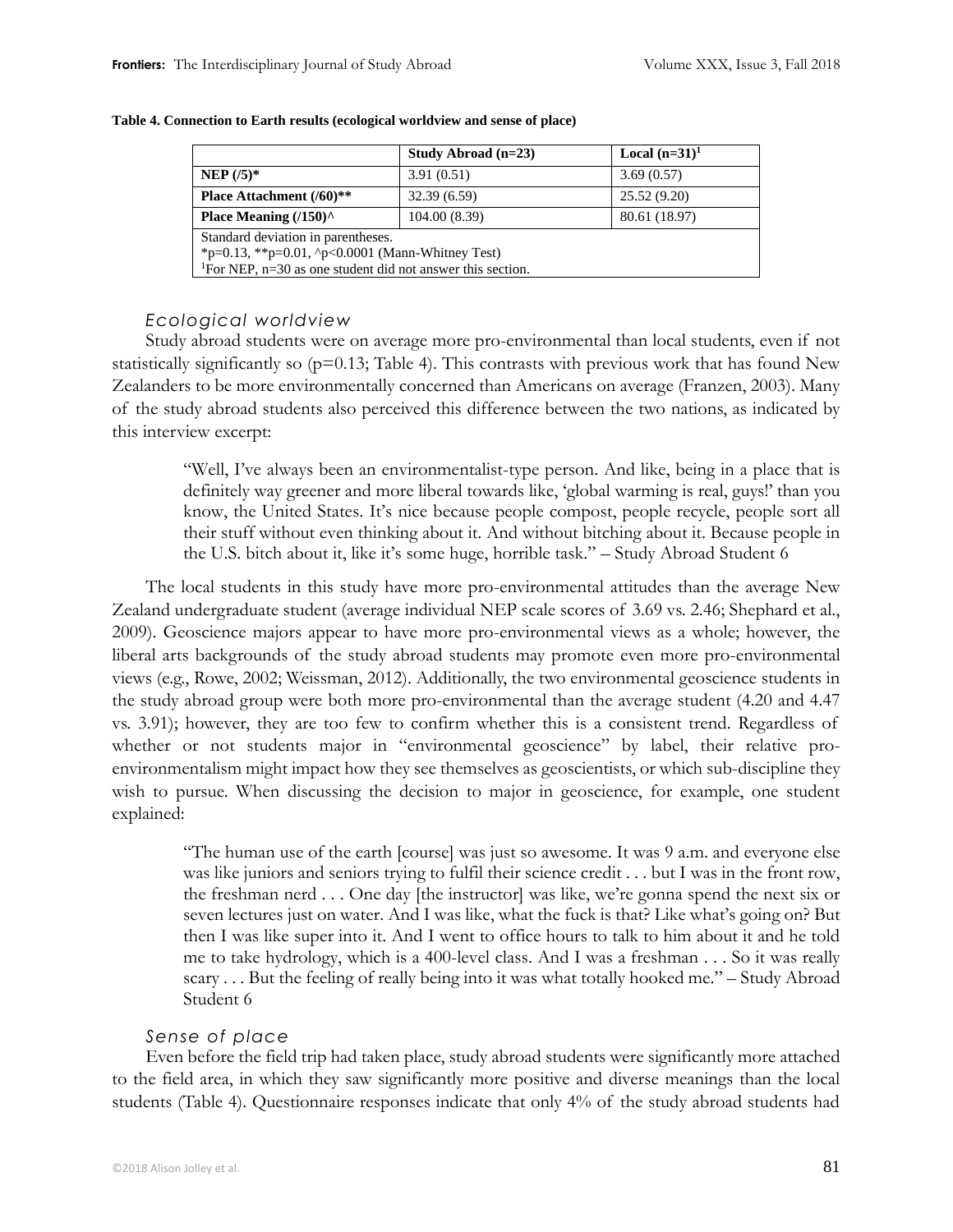**Table 4. Connection to Earth results (ecological worldview and sense of place)**

| | Study Abroad (n=23) | Local (n=31)[1] |
|---|---|---|
| **NEP (/5)*** | 3.91 (0.51) | 3.69 (0.57) |
| **Place Attachment (/60)**** | 32.39 (6.59) | 25.52 (9.20) |
| **Place Meaning (/150)^** | 104.00 (8.39) | 80.61 (18.97) |

Standard deviation in parentheses.
*p=0.13, **p=0.01, ^p<0.0001 (Mann-Whitney Test)
[1]For NEP, n=30 as one student did not answer this section.

### *Ecological worldview*

Study abroad students were on average more pro-environmental than local students, even if not statistically significantly so (p=0.13; Table 4). This contrasts with previous work that has found New Zealanders to be more environmentally concerned than Americans on average (Franzen, 2003). Many of the study abroad students also perceived this difference between the two nations, as indicated by this interview excerpt:

> "Well, I've always been an environmentalist-type person. And like, being in a place that is definitely way greener and more liberal towards like, 'global warming is real, guys!' than you know, the United States. It's nice because people compost, people recycle, people sort all their stuff without even thinking about it. And without bitching about it. Because people in the U.S. bitch about it, like it's some huge, horrible task." – Study Abroad Student 6

The local students in this study have more pro-environmental attitudes than the average New Zealand undergraduate student (average individual NEP scale scores of 3.69 vs. 2.46; Shephard et al., 2009). Geoscience majors appear to have more pro-environmental views as a whole; however, the liberal arts backgrounds of the study abroad students may promote even more pro-environmental views (e.g., Rowe, 2002; Weissman, 2012). Additionally, the two environmental geoscience students in the study abroad group were both more pro-environmental than the average student (4.20 and 4.47 vs. 3.91); however, they are too few to confirm whether this is a consistent trend. Regardless of whether or not students major in "environmental geoscience" by label, their relative pro-environmentalism might impact how they see themselves as geoscientists, or which sub-discipline they wish to pursue. When discussing the decision to major in geoscience, for example, one student explained:

> "The human use of the earth [course] was just so awesome. It was 9 a.m. and everyone else was like juniors and seniors trying to fulfil their science credit . . . but I was in the front row, the freshman nerd . . . One day [the instructor] was like, we're gonna spend the next six or seven lectures just on water. And I was like, what the fuck is that? Like what's going on? But then I was like super into it. And I went to office hours to talk to him about it and he told me to take hydrology, which is a 400-level class. And I was a freshman . . . So it was really scary . . . But the feeling of really being into it was what totally hooked me." – Study Abroad Student 6

### *Sense of place*

Even before the field trip had taken place, study abroad students were significantly more attached to the field area, in which they saw significantly more positive and diverse meanings than the local students (Table 4). Questionnaire responses indicate that only 4% of the study abroad students had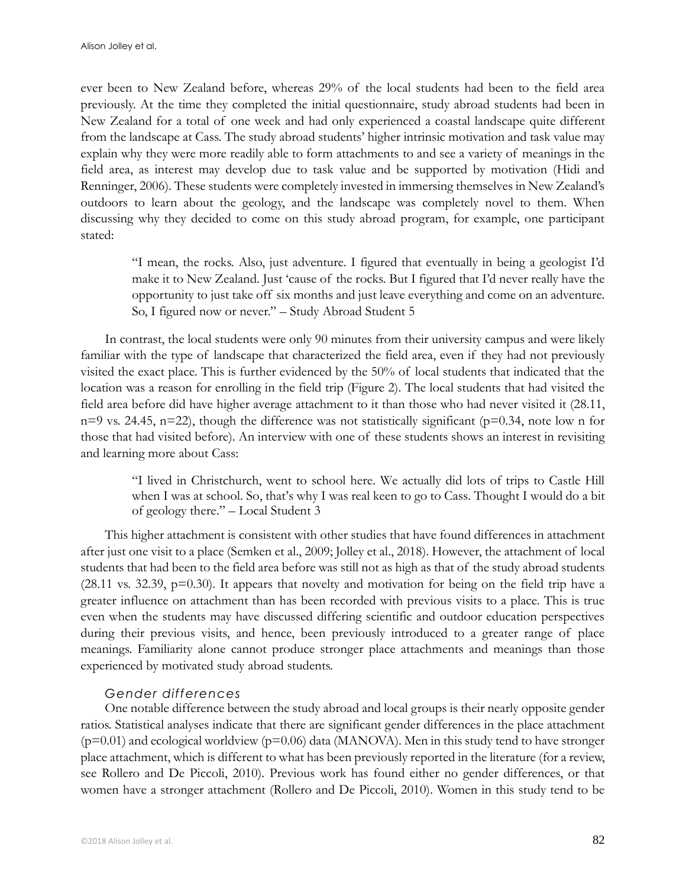ever been to New Zealand before, whereas 29% of the local students had been to the field area previously. At the time they completed the initial questionnaire, study abroad students had been in New Zealand for a total of one week and had only experienced a coastal landscape quite different from the landscape at Cass. The study abroad students' higher intrinsic motivation and task value may explain why they were more readily able to form attachments to and see a variety of meanings in the field area, as interest may develop due to task value and be supported by motivation (Hidi and Renninger, 2006). These students were completely invested in immersing themselves in New Zealand's outdoors to learn about the geology, and the landscape was completely novel to them. When discussing why they decided to come on this study abroad program, for example, one participant stated:

> "I mean, the rocks. Also, just adventure. I figured that eventually in being a geologist I'd make it to New Zealand. Just 'cause of the rocks. But I figured that I'd never really have the opportunity to just take off six months and just leave everything and come on an adventure. So, I figured now or never." – Study Abroad Student 5

In contrast, the local students were only 90 minutes from their university campus and were likely familiar with the type of landscape that characterized the field area, even if they had not previously visited the exact place. This is further evidenced by the 50% of local students that indicated that the location was a reason for enrolling in the field trip (Figure 2). The local students that had visited the field area before did have higher average attachment to it than those who had never visited it (28.11, $n=9$ vs. 24.45, $n=22$), though the difference was not statistically significant ($p=0.34$, note low n for those that had visited before). An interview with one of these students shows an interest in revisiting and learning more about Cass:

> "I lived in Christchurch, went to school here. We actually did lots of trips to Castle Hill when I was at school. So, that's why I was real keen to go to Cass. Thought I would do a bit of geology there." – Local Student 3

This higher attachment is consistent with other studies that have found differences in attachment after just one visit to a place (Semken et al., 2009; Jolley et al., 2018). However, the attachment of local students that had been to the field area before was still not as high as that of the study abroad students (28.11 vs. 32.39, $p=0.30$). It appears that novelty and motivation for being on the field trip have a greater influence on attachment than has been recorded with previous visits to a place. This is true even when the students may have discussed differing scientific and outdoor education perspectives during their previous visits, and hence, been previously introduced to a greater range of place meanings. Familiarity alone cannot produce stronger place attachments and meanings than those experienced by motivated study abroad students.

### *Gender differences*

One notable difference between the study abroad and local groups is their nearly opposite gender ratios. Statistical analyses indicate that there are significant gender differences in the place attachment ($p=0.01$) and ecological worldview ($p=0.06$) data (MANOVA). Men in this study tend to have stronger place attachment, which is different to what has been previously reported in the literature (for a review, see Rollero and De Piccoli, 2010). Previous work has found either no gender differences, or that women have a stronger attachment (Rollero and De Piccoli, 2010). Women in this study tend to be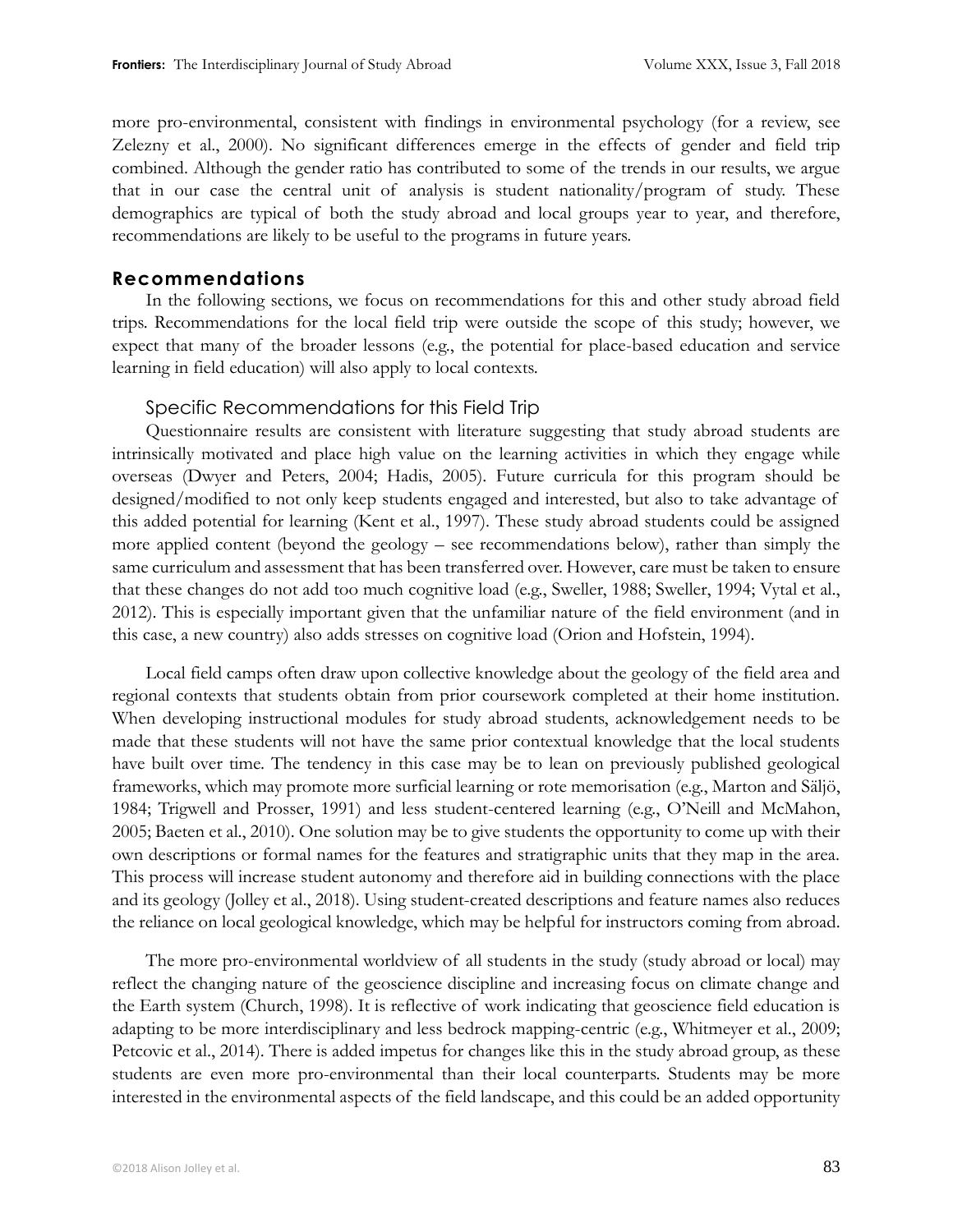more pro-environmental, consistent with findings in environmental psychology (for a review, see Zelezny et al., 2000). No significant differences emerge in the effects of gender and field trip combined. Although the gender ratio has contributed to some of the trends in our results, we argue that in our case the central unit of analysis is student nationality/program of study. These demographics are typical of both the study abroad and local groups year to year, and therefore, recommendations are likely to be useful to the programs in future years.

## Recommendations

In the following sections, we focus on recommendations for this and other study abroad field trips. Recommendations for the local field trip were outside the scope of this study; however, we expect that many of the broader lessons (e.g., the potential for place-based education and service learning in field education) will also apply to local contexts.

### Specific Recommendations for this Field Trip

Questionnaire results are consistent with literature suggesting that study abroad students are intrinsically motivated and place high value on the learning activities in which they engage while overseas (Dwyer and Peters, 2004; Hadis, 2005). Future curricula for this program should be designed/modified to not only keep students engaged and interested, but also to take advantage of this added potential for learning (Kent et al., 1997). These study abroad students could be assigned more applied content (beyond the geology – see recommendations below), rather than simply the same curriculum and assessment that has been transferred over. However, care must be taken to ensure that these changes do not add too much cognitive load (e.g., Sweller, 1988; Sweller, 1994; Vytal et al., 2012). This is especially important given that the unfamiliar nature of the field environment (and in this case, a new country) also adds stresses on cognitive load (Orion and Hofstein, 1994).

Local field camps often draw upon collective knowledge about the geology of the field area and regional contexts that students obtain from prior coursework completed at their home institution. When developing instructional modules for study abroad students, acknowledgement needs to be made that these students will not have the same prior contextual knowledge that the local students have built over time. The tendency in this case may be to lean on previously published geological frameworks, which may promote more surficial learning or rote memorisation (e.g., Marton and Säljö, 1984; Trigwell and Prosser, 1991) and less student-centered learning (e.g., O'Neill and McMahon, 2005; Baeten et al., 2010). One solution may be to give students the opportunity to come up with their own descriptions or formal names for the features and stratigraphic units that they map in the area. This process will increase student autonomy and therefore aid in building connections with the place and its geology (Jolley et al., 2018). Using student-created descriptions and feature names also reduces the reliance on local geological knowledge, which may be helpful for instructors coming from abroad.

The more pro-environmental worldview of all students in the study (study abroad or local) may reflect the changing nature of the geoscience discipline and increasing focus on climate change and the Earth system (Church, 1998). It is reflective of work indicating that geoscience field education is adapting to be more interdisciplinary and less bedrock mapping-centric (e.g., Whitmeyer et al., 2009; Petcovic et al., 2014). There is added impetus for changes like this in the study abroad group, as these students are even more pro-environmental than their local counterparts. Students may be more interested in the environmental aspects of the field landscape, and this could be an added opportunity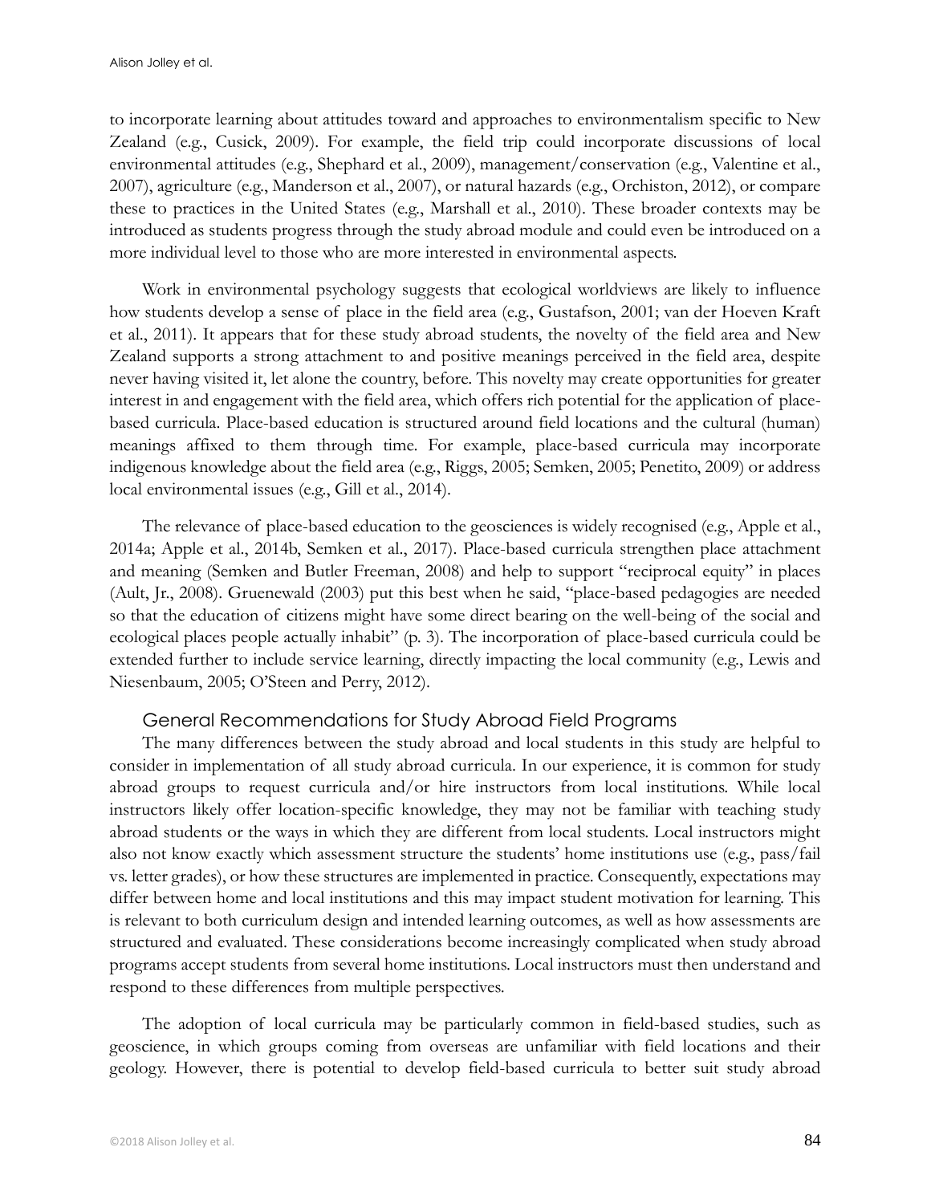to incorporate learning about attitudes toward and approaches to environmentalism specific to New Zealand (e.g., Cusick, 2009). For example, the field trip could incorporate discussions of local environmental attitudes (e.g., Shephard et al., 2009), management/conservation (e.g., Valentine et al., 2007), agriculture (e.g., Manderson et al., 2007), or natural hazards (e.g., Orchiston, 2012), or compare these to practices in the United States (e.g., Marshall et al., 2010). These broader contexts may be introduced as students progress through the study abroad module and could even be introduced on a more individual level to those who are more interested in environmental aspects.

Work in environmental psychology suggests that ecological worldviews are likely to influence how students develop a sense of place in the field area (e.g., Gustafson, 2001; van der Hoeven Kraft et al., 2011). It appears that for these study abroad students, the novelty of the field area and New Zealand supports a strong attachment to and positive meanings perceived in the field area, despite never having visited it, let alone the country, before. This novelty may create opportunities for greater interest in and engagement with the field area, which offers rich potential for the application of place-based curricula. Place-based education is structured around field locations and the cultural (human) meanings affixed to them through time. For example, place-based curricula may incorporate indigenous knowledge about the field area (e.g., Riggs, 2005; Semken, 2005; Penetito, 2009) or address local environmental issues (e.g., Gill et al., 2014).

The relevance of place-based education to the geosciences is widely recognised (e.g., Apple et al., 2014a; Apple et al., 2014b, Semken et al., 2017). Place-based curricula strengthen place attachment and meaning (Semken and Butler Freeman, 2008) and help to support "reciprocal equity" in places (Ault, Jr., 2008). Gruenewald (2003) put this best when he said, "place-based pedagogies are needed so that the education of citizens might have some direct bearing on the well-being of the social and ecological places people actually inhabit" (p. 3). The incorporation of place-based curricula could be extended further to include service learning, directly impacting the local community (e.g., Lewis and Niesenbaum, 2005; O'Steen and Perry, 2012).

### General Recommendations for Study Abroad Field Programs

The many differences between the study abroad and local students in this study are helpful to consider in implementation of all study abroad curricula. In our experience, it is common for study abroad groups to request curricula and/or hire instructors from local institutions. While local instructors likely offer location-specific knowledge, they may not be familiar with teaching study abroad students or the ways in which they are different from local students. Local instructors might also not know exactly which assessment structure the students' home institutions use (e.g., pass/fail vs. letter grades), or how these structures are implemented in practice. Consequently, expectations may differ between home and local institutions and this may impact student motivation for learning. This is relevant to both curriculum design and intended learning outcomes, as well as how assessments are structured and evaluated. These considerations become increasingly complicated when study abroad programs accept students from several home institutions. Local instructors must then understand and respond to these differences from multiple perspectives.

The adoption of local curricula may be particularly common in field-based studies, such as geoscience, in which groups coming from overseas are unfamiliar with field locations and their geology. However, there is potential to develop field-based curricula to better suit study abroad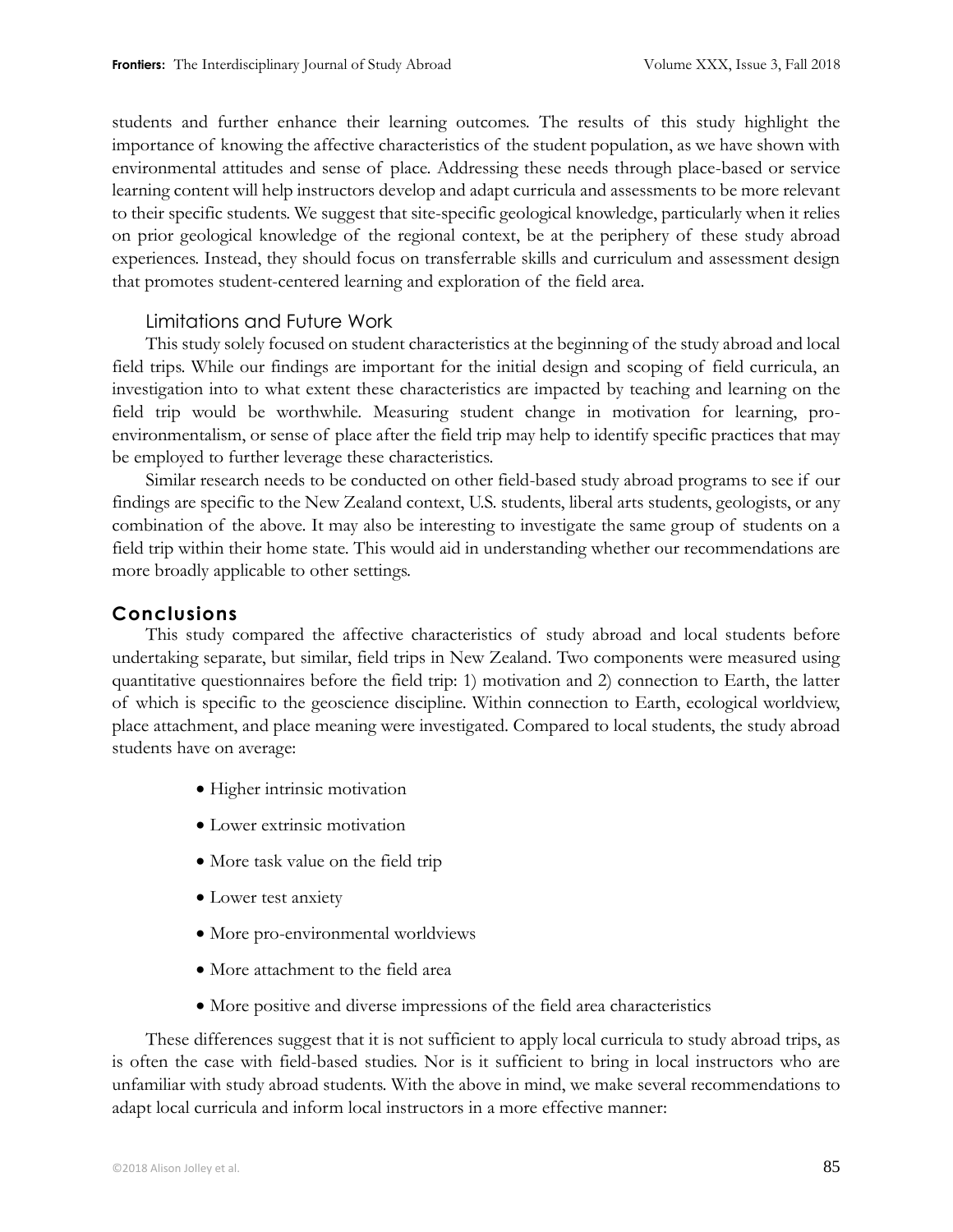students and further enhance their learning outcomes. The results of this study highlight the importance of knowing the affective characteristics of the student population, as we have shown with environmental attitudes and sense of place. Addressing these needs through place-based or service learning content will help instructors develop and adapt curricula and assessments to be more relevant to their specific students. We suggest that site-specific geological knowledge, particularly when it relies on prior geological knowledge of the regional context, be at the periphery of these study abroad experiences. Instead, they should focus on transferrable skills and curriculum and assessment design that promotes student-centered learning and exploration of the field area.

### Limitations and Future Work

This study solely focused on student characteristics at the beginning of the study abroad and local field trips. While our findings are important for the initial design and scoping of field curricula, an investigation into to what extent these characteristics are impacted by teaching and learning on the field trip would be worthwhile. Measuring student change in motivation for learning, pro-environmentalism, or sense of place after the field trip may help to identify specific practices that may be employed to further leverage these characteristics.

Similar research needs to be conducted on other field-based study abroad programs to see if our findings are specific to the New Zealand context, U.S. students, liberal arts students, geologists, or any combination of the above. It may also be interesting to investigate the same group of students on a field trip within their home state. This would aid in understanding whether our recommendations are more broadly applicable to other settings.

## Conclusions

This study compared the affective characteristics of study abroad and local students before undertaking separate, but similar, field trips in New Zealand. Two components were measured using quantitative questionnaires before the field trip: 1) motivation and 2) connection to Earth, the latter of which is specific to the geoscience discipline. Within connection to Earth, ecological worldview, place attachment, and place meaning were investigated. Compared to local students, the study abroad students have on average:

- Higher intrinsic motivation
- Lower extrinsic motivation
- More task value on the field trip
- Lower test anxiety
- More pro-environmental worldviews
- More attachment to the field area
- More positive and diverse impressions of the field area characteristics

These differences suggest that it is not sufficient to apply local curricula to study abroad trips, as is often the case with field-based studies. Nor is it sufficient to bring in local instructors who are unfamiliar with study abroad students. With the above in mind, we make several recommendations to adapt local curricula and inform local instructors in a more effective manner: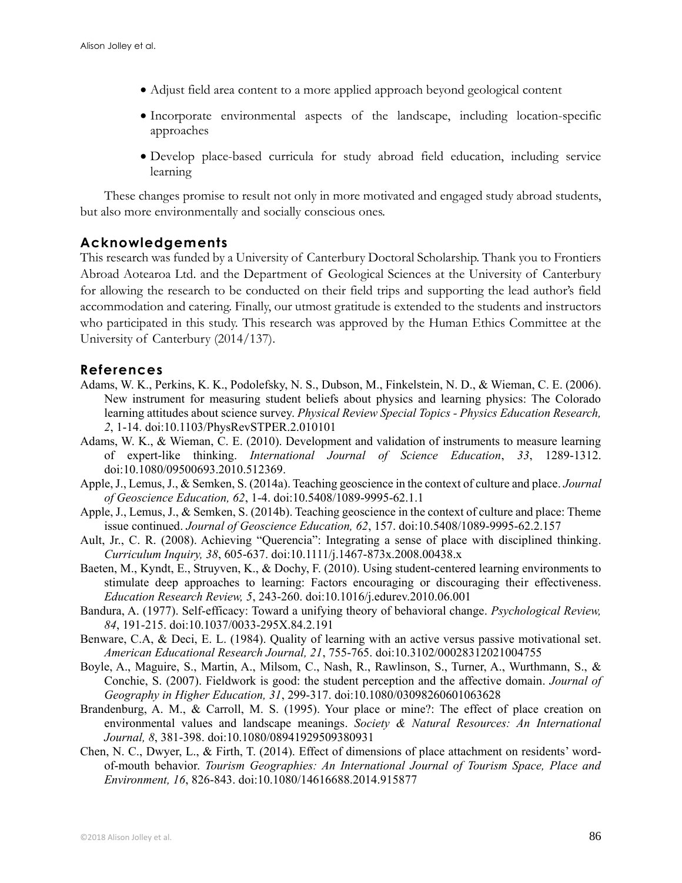- Adjust field area content to a more applied approach beyond geological content
- Incorporate environmental aspects of the landscape, including location-specific approaches
- Develop place-based curricula for study abroad field education, including service learning

These changes promise to result not only in more motivated and engaged study abroad students, but also more environmentally and socially conscious ones.

## Acknowledgements

This research was funded by a University of Canterbury Doctoral Scholarship. Thank you to Frontiers Abroad Aotearoa Ltd. and the Department of Geological Sciences at the University of Canterbury for allowing the research to be conducted on their field trips and supporting the lead author's field accommodation and catering. Finally, our utmost gratitude is extended to the students and instructors who participated in this study. This research was approved by the Human Ethics Committee at the University of Canterbury (2014/137).

## References

Adams, W. K., Perkins, K. K., Podolefsky, N. S., Dubson, M., Finkelstein, N. D., & Wieman, C. E. (2006). New instrument for measuring student beliefs about physics and learning physics: The Colorado learning attitudes about science survey. *Physical Review Special Topics - Physics Education Research, 2*, 1-14. doi:10.1103/PhysRevSTPER.2.010101

Adams, W. K., & Wieman, C. E. (2010). Development and validation of instruments to measure learning of expert-like thinking. *International Journal of Science Education*, *33*, 1289-1312. doi:10.1080/09500693.2010.512369.

Apple, J., Lemus, J., & Semken, S. (2014a). Teaching geoscience in the context of culture and place. *Journal of Geoscience Education, 62*, 1-4. doi:10.5408/1089-9995-62.1.1

Apple, J., Lemus, J., & Semken, S. (2014b). Teaching geoscience in the context of culture and place: Theme issue continued. *Journal of Geoscience Education, 62*, 157. doi:10.5408/1089-9995-62.2.157

Ault, Jr., C. R. (2008). Achieving "Querencia": Integrating a sense of place with disciplined thinking. *Curriculum Inquiry, 38*, 605-637. doi:10.1111/j.1467-873x.2008.00438.x

Baeten, M., Kyndt, E., Struyven, K., & Dochy, F. (2010). Using student-centered learning environments to stimulate deep approaches to learning: Factors encouraging or discouraging their effectiveness. *Education Research Review, 5*, 243-260. doi:10.1016/j.edurev.2010.06.001

Bandura, A. (1977). Self-efficacy: Toward a unifying theory of behavioral change. *Psychological Review, 84*, 191-215. doi:10.1037/0033-295X.84.2.191

Benware, C.A, & Deci, E. L. (1984). Quality of learning with an active versus passive motivational set. *American Educational Research Journal, 21*, 755-765. doi:10.3102/00028312021004755

Boyle, A., Maguire, S., Martin, A., Milsom, C., Nash, R., Rawlinson, S., Turner, A., Wurthmann, S., & Conchie, S. (2007). Fieldwork is good: the student perception and the affective domain. *Journal of Geography in Higher Education, 31*, 299-317. doi:10.1080/03098260601063628

Brandenburg, A. M., & Carroll, M. S. (1995). Your place or mine?: The effect of place creation on environmental values and landscape meanings. *Society & Natural Resources: An International Journal, 8*, 381-398. doi:10.1080/08941929509380931

Chen, N. C., Dwyer, L., & Firth, T. (2014). Effect of dimensions of place attachment on residents' word-of-mouth behavior. *Tourism Geographies: An International Journal of Tourism Space, Place and Environment, 16*, 826-843. doi:10.1080/14616688.2014.915877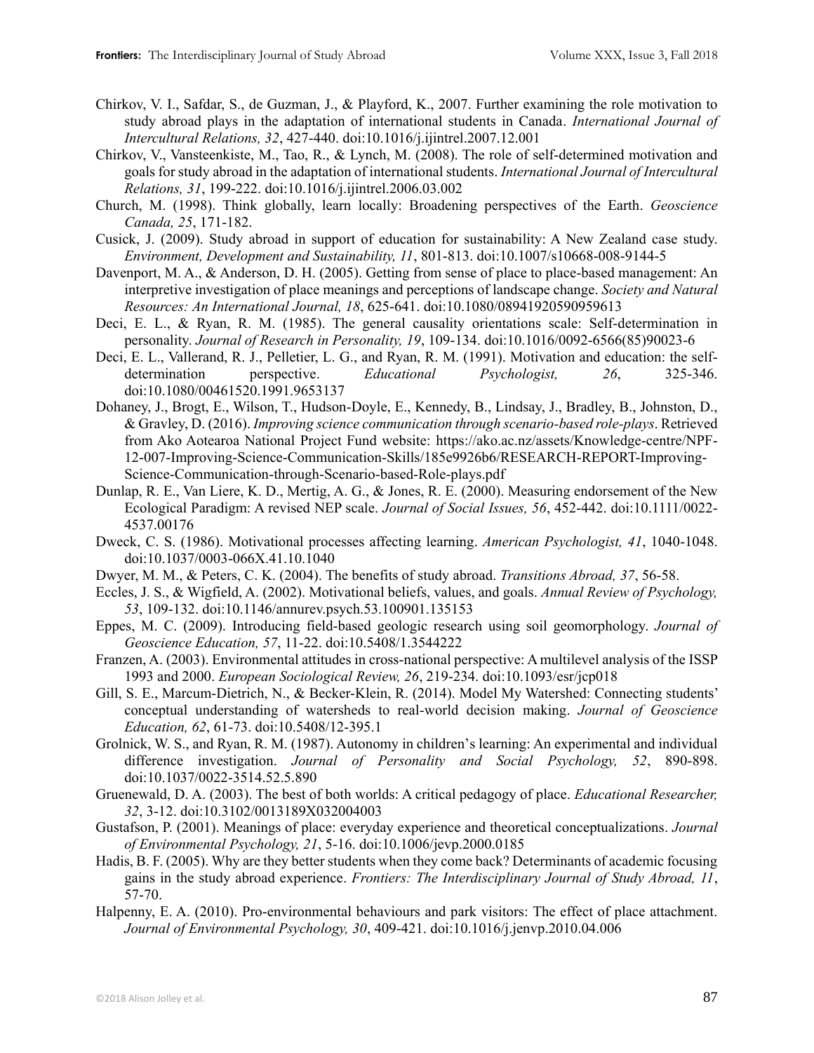Chirkov, V. I., Safdar, S., de Guzman, J., & Playford, K., 2007. Further examining the role motivation to study abroad plays in the adaptation of international students in Canada. *International Journal of Intercultural Relations, 32*, 427-440. doi:10.1016/j.ijintrel.2007.12.001

Chirkov, V., Vansteenkiste, M., Tao, R., & Lynch, M. (2008). The role of self-determined motivation and goals for study abroad in the adaptation of international students. *International Journal of Intercultural Relations, 31*, 199-222. doi:10.1016/j.ijintrel.2006.03.002

Church, M. (1998). Think globally, learn locally: Broadening perspectives of the Earth. *Geoscience Canada, 25*, 171-182.

Cusick, J. (2009). Study abroad in support of education for sustainability: A New Zealand case study. *Environment, Development and Sustainability, 11*, 801-813. doi:10.1007/s10668-008-9144-5

Davenport, M. A., & Anderson, D. H. (2005). Getting from sense of place to place-based management: An interpretive investigation of place meanings and perceptions of landscape change. *Society and Natural Resources: An International Journal, 18*, 625-641. doi:10.1080/08941920590959613

Deci, E. L., & Ryan, R. M. (1985). The general causality orientations scale: Self-determination in personality. *Journal of Research in Personality, 19*, 109-134. doi:10.1016/0092-6566(85)90023-6

Deci, E. L., Vallerand, R. J., Pelletier, L. G., and Ryan, R. M. (1991). Motivation and education: the self-determination perspective. *Educational Psychologist, 26*, 325-346. doi:10.1080/00461520.1991.9653137

Dohaney, J., Brogt, E., Wilson, T., Hudson-Doyle, E., Kennedy, B., Lindsay, J., Bradley, B., Johnston, D., & Gravley, D. (2016). *Improving science communication through scenario-based role-plays*. Retrieved from Ako Aotearoa National Project Fund website: https://ako.ac.nz/assets/Knowledge-centre/NPF-12-007-Improving-Science-Communication-Skills/185e9926b6/RESEARCH-REPORT-Improving-Science-Communication-through-Scenario-based-Role-plays.pdf

Dunlap, R. E., Van Liere, K. D., Mertig, A. G., & Jones, R. E. (2000). Measuring endorsement of the New Ecological Paradigm: A revised NEP scale. *Journal of Social Issues, 56*, 452-442. doi:10.1111/0022-4537.00176

Dweck, C. S. (1986). Motivational processes affecting learning. *American Psychologist, 41*, 1040-1048. doi:10.1037/0003-066X.41.10.1040

Dwyer, M. M., & Peters, C. K. (2004). The benefits of study abroad. *Transitions Abroad, 37*, 56-58.

Eccles, J. S., & Wigfield, A. (2002). Motivational beliefs, values, and goals. *Annual Review of Psychology, 53*, 109-132. doi:10.1146/annurev.psych.53.100901.135153

Eppes, M. C. (2009). Introducing field-based geologic research using soil geomorphology. *Journal of Geoscience Education, 57*, 11-22. doi:10.5408/1.3544222

Franzen, A. (2003). Environmental attitudes in cross-national perspective: A multilevel analysis of the ISSP 1993 and 2000. *European Sociological Review, 26*, 219-234. doi:10.1093/esr/jcp018

Gill, S. E., Marcum-Dietrich, N., & Becker-Klein, R. (2014). Model My Watershed: Connecting students' conceptual understanding of watersheds to real-world decision making. *Journal of Geoscience Education, 62*, 61-73. doi:10.5408/12-395.1

Grolnick, W. S., and Ryan, R. M. (1987). Autonomy in children's learning: An experimental and individual difference investigation. *Journal of Personality and Social Psychology, 52*, 890-898. doi:10.1037/0022-3514.52.5.890

Gruenewald, D. A. (2003). The best of both worlds: A critical pedagogy of place. *Educational Researcher, 32*, 3-12. doi:10.3102/0013189X032004003

Gustafson, P. (2001). Meanings of place: everyday experience and theoretical conceptualizations. *Journal of Environmental Psychology, 21*, 5-16. doi:10.1006/jevp.2000.0185

Hadis, B. F. (2005). Why are they better students when they come back? Determinants of academic focusing gains in the study abroad experience. *Frontiers: The Interdisciplinary Journal of Study Abroad, 11*, 57-70.

Halpenny, E. A. (2010). Pro-environmental behaviours and park visitors: The effect of place attachment. *Journal of Environmental Psychology, 30*, 409-421. doi:10.1016/j.jenvp.2010.04.006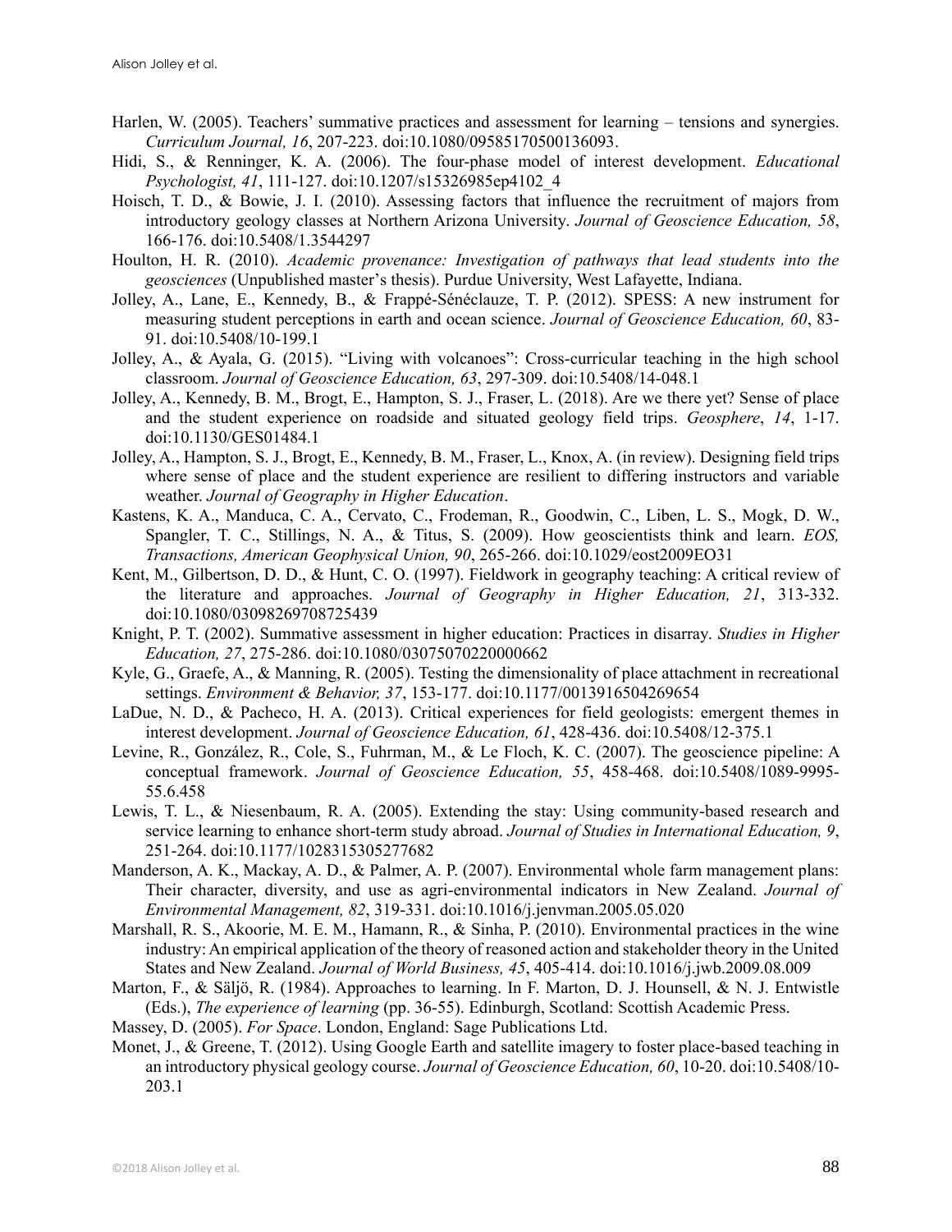Harlen, W. (2005). Teachers' summative practices and assessment for learning – tensions and synergies. *Curriculum Journal, 16*, 207-223. doi:10.1080/09585170500136093.

Hidi, S., & Renninger, K. A. (2006). The four-phase model of interest development. *Educational Psychologist, 41*, 111-127. doi:10.1207/s15326985ep4102_4

Hoisch, T. D., & Bowie, J. I. (2010). Assessing factors that influence the recruitment of majors from introductory geology classes at Northern Arizona University. *Journal of Geoscience Education, 58*, 166-176. doi:10.5408/1.3544297

Houlton, H. R. (2010). *Academic provenance: Investigation of pathways that lead students into the geosciences* (Unpublished master's thesis). Purdue University, West Lafayette, Indiana.

Jolley, A., Lane, E., Kennedy, B., & Frappé-Sénéclauze, T. P. (2012). SPESS: A new instrument for measuring student perceptions in earth and ocean science. *Journal of Geoscience Education, 60*, 83-91. doi:10.5408/10-199.1

Jolley, A., & Ayala, G. (2015). "Living with volcanoes": Cross-curricular teaching in the high school classroom. *Journal of Geoscience Education, 63*, 297-309. doi:10.5408/14-048.1

Jolley, A., Kennedy, B. M., Brogt, E., Hampton, S. J., Fraser, L. (2018). Are we there yet? Sense of place and the student experience on roadside and situated geology field trips. *Geosphere*, *14*, 1-17. doi:10.1130/GES01484.1

Jolley, A., Hampton, S. J., Brogt, E., Kennedy, B. M., Fraser, L., Knox, A. (in review). Designing field trips where sense of place and the student experience are resilient to differing instructors and variable weather. *Journal of Geography in Higher Education*.

Kastens, K. A., Manduca, C. A., Cervato, C., Frodeman, R., Goodwin, C., Liben, L. S., Mogk, D. W., Spangler, T. C., Stillings, N. A., & Titus, S. (2009). How geoscientists think and learn. *EOS, Transactions, American Geophysical Union, 90*, 265-266. doi:10.1029/eost2009EO31

Kent, M., Gilbertson, D. D., & Hunt, C. O. (1997). Fieldwork in geography teaching: A critical review of the literature and approaches. *Journal of Geography in Higher Education, 21*, 313-332. doi:10.1080/03098269708725439

Knight, P. T. (2002). Summative assessment in higher education: Practices in disarray. *Studies in Higher Education, 27*, 275-286. doi:10.1080/03075070220000662

Kyle, G., Graefe, A., & Manning, R. (2005). Testing the dimensionality of place attachment in recreational settings. *Environment & Behavior, 37*, 153-177. doi:10.1177/0013916504269654

LaDue, N. D., & Pacheco, H. A. (2013). Critical experiences for field geologists: emergent themes in interest development. *Journal of Geoscience Education, 61*, 428-436. doi:10.5408/12-375.1

Levine, R., González, R., Cole, S., Fuhrman, M., & Le Floch, K. C. (2007). The geoscience pipeline: A conceptual framework. *Journal of Geoscience Education, 55*, 458-468. doi:10.5408/1089-9995-55.6.458

Lewis, T. L., & Niesenbaum, R. A. (2005). Extending the stay: Using community-based research and service learning to enhance short-term study abroad. *Journal of Studies in International Education, 9*, 251-264. doi:10.1177/1028315305277682

Manderson, A. K., Mackay, A. D., & Palmer, A. P. (2007). Environmental whole farm management plans: Their character, diversity, and use as agri-environmental indicators in New Zealand. *Journal of Environmental Management, 82*, 319-331. doi:10.1016/j.jenvman.2005.05.020

Marshall, R. S., Akoorie, M. E. M., Hamann, R., & Sinha, P. (2010). Environmental practices in the wine industry: An empirical application of the theory of reasoned action and stakeholder theory in the United States and New Zealand. *Journal of World Business, 45*, 405-414. doi:10.1016/j.jwb.2009.08.009

Marton, F., & Säljö, R. (1984). Approaches to learning. In F. Marton, D. J. Hounsell, & N. J. Entwistle (Eds.), *The experience of learning* (pp. 36-55). Edinburgh, Scotland: Scottish Academic Press.

Massey, D. (2005). *For Space*. London, England: Sage Publications Ltd.

Monet, J., & Greene, T. (2012). Using Google Earth and satellite imagery to foster place-based teaching in an introductory physical geology course. *Journal of Geoscience Education, 60*, 10-20. doi:10.5408/10-203.1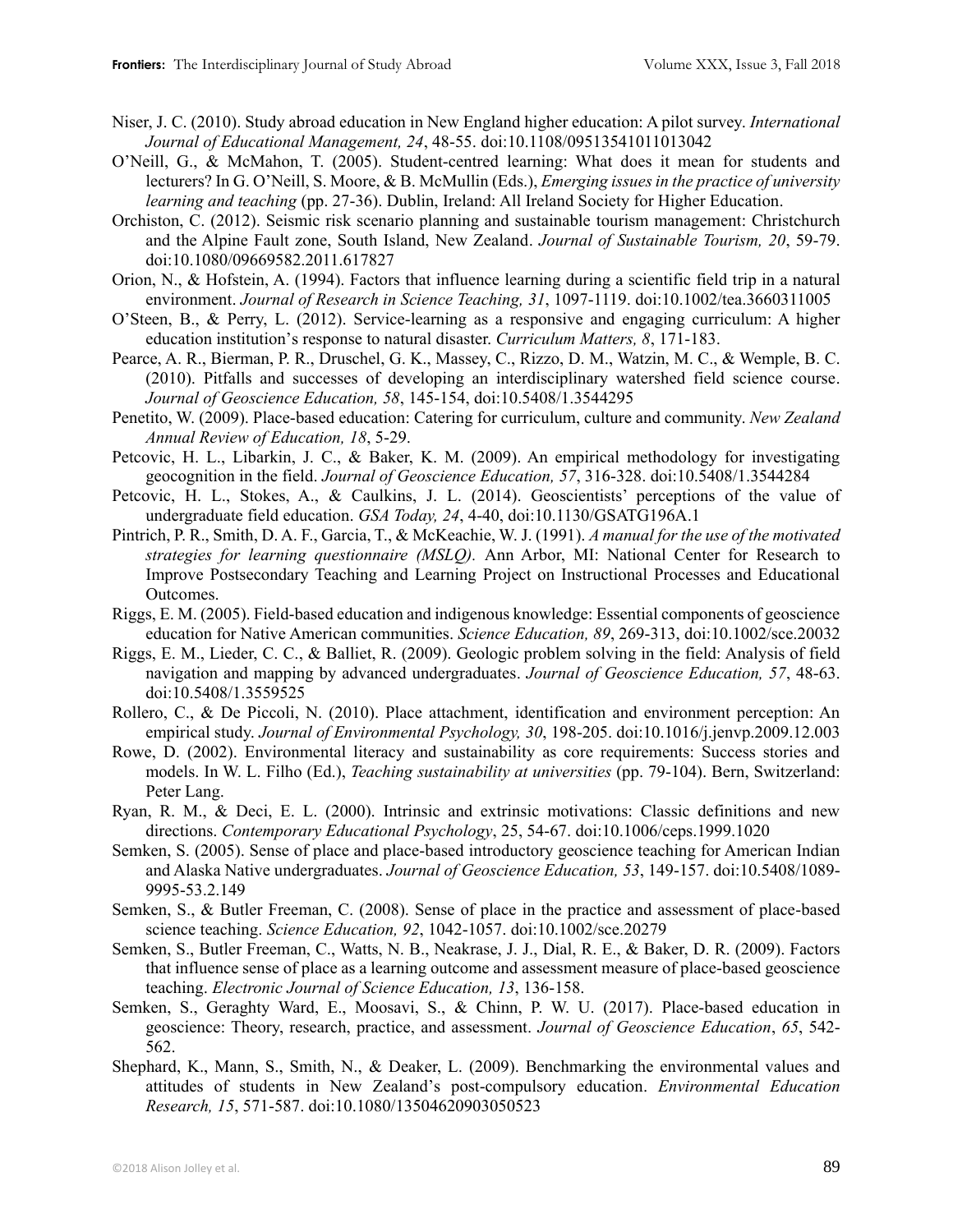Niser, J. C. (2010). Study abroad education in New England higher education: A pilot survey. *International Journal of Educational Management, 24*, 48-55. doi:10.1108/09513541011013042

O'Neill, G., & McMahon, T. (2005). Student-centred learning: What does it mean for students and lecturers? In G. O'Neill, S. Moore, & B. McMullin (Eds.), *Emerging issues in the practice of university learning and teaching* (pp. 27-36). Dublin, Ireland: All Ireland Society for Higher Education.

Orchiston, C. (2012). Seismic risk scenario planning and sustainable tourism management: Christchurch and the Alpine Fault zone, South Island, New Zealand. *Journal of Sustainable Tourism, 20*, 59-79. doi:10.1080/09669582.2011.617827

Orion, N., & Hofstein, A. (1994). Factors that influence learning during a scientific field trip in a natural environment. *Journal of Research in Science Teaching, 31*, 1097-1119. doi:10.1002/tea.3660311005

O'Steen, B., & Perry, L. (2012). Service-learning as a responsive and engaging curriculum: A higher education institution's response to natural disaster. *Curriculum Matters, 8*, 171-183.

Pearce, A. R., Bierman, P. R., Druschel, G. K., Massey, C., Rizzo, D. M., Watzin, M. C., & Wemple, B. C. (2010). Pitfalls and successes of developing an interdisciplinary watershed field science course. *Journal of Geoscience Education, 58*, 145-154, doi:10.5408/1.3544295

Penetito, W. (2009). Place-based education: Catering for curriculum, culture and community. *New Zealand Annual Review of Education, 18*, 5-29.

Petcovic, H. L., Libarkin, J. C., & Baker, K. M. (2009). An empirical methodology for investigating geocognition in the field. *Journal of Geoscience Education, 57*, 316-328. doi:10.5408/1.3544284

Petcovic, H. L., Stokes, A., & Caulkins, J. L. (2014). Geoscientists' perceptions of the value of undergraduate field education. *GSA Today, 24*, 4-40, doi:10.1130/GSATG196A.1

Pintrich, P. R., Smith, D. A. F., Garcia, T., & McKeachie, W. J. (1991). *A manual for the use of the motivated strategies for learning questionnaire (MSLQ).* Ann Arbor, MI: National Center for Research to Improve Postsecondary Teaching and Learning Project on Instructional Processes and Educational Outcomes.

Riggs, E. M. (2005). Field-based education and indigenous knowledge: Essential components of geoscience education for Native American communities. *Science Education, 89*, 269-313, doi:10.1002/sce.20032

Riggs, E. M., Lieder, C. C., & Balliet, R. (2009). Geologic problem solving in the field: Analysis of field navigation and mapping by advanced undergraduates. *Journal of Geoscience Education, 57*, 48-63. doi:10.5408/1.3559525

Rollero, C., & De Piccoli, N. (2010). Place attachment, identification and environment perception: An empirical study. *Journal of Environmental Psychology, 30*, 198-205. doi:10.1016/j.jenvp.2009.12.003

Rowe, D. (2002). Environmental literacy and sustainability as core requirements: Success stories and models. In W. L. Filho (Ed.), *Teaching sustainability at universities* (pp. 79-104). Bern, Switzerland: Peter Lang.

Ryan, R. M., & Deci, E. L. (2000). Intrinsic and extrinsic motivations: Classic definitions and new directions. *Contemporary Educational Psychology*, 25, 54-67. doi:10.1006/ceps.1999.1020

Semken, S. (2005). Sense of place and place-based introductory geoscience teaching for American Indian and Alaska Native undergraduates. *Journal of Geoscience Education, 53*, 149-157. doi:10.5408/1089-9995-53.2.149

Semken, S., & Butler Freeman, C. (2008). Sense of place in the practice and assessment of place-based science teaching. *Science Education, 92*, 1042-1057. doi:10.1002/sce.20279

Semken, S., Butler Freeman, C., Watts, N. B., Neakrase, J. J., Dial, R. E., & Baker, D. R. (2009). Factors that influence sense of place as a learning outcome and assessment measure of place-based geoscience teaching. *Electronic Journal of Science Education, 13*, 136-158.

Semken, S., Geraghty Ward, E., Moosavi, S., & Chinn, P. W. U. (2017). Place-based education in geoscience: Theory, research, practice, and assessment. *Journal of Geoscience Education*, *65*, 542-562.

Shephard, K., Mann, S., Smith, N., & Deaker, L. (2009). Benchmarking the environmental values and attitudes of students in New Zealand's post-compulsory education. *Environmental Education Research, 15*, 571-587. doi:10.1080/13504620903050523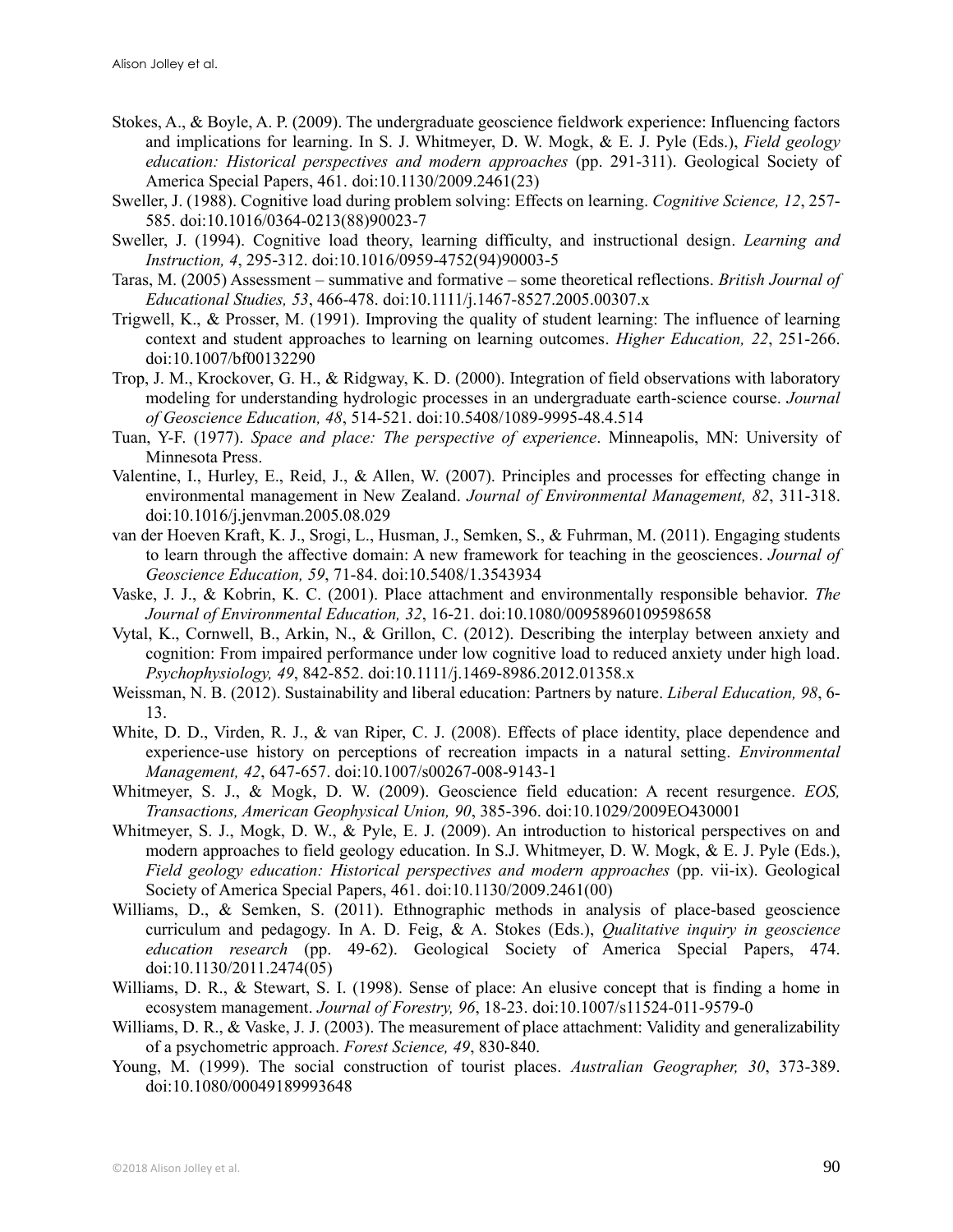Stokes, A., & Boyle, A. P. (2009). The undergraduate geoscience fieldwork experience: Influencing factors and implications for learning. In S. J. Whitmeyer, D. W. Mogk, & E. J. Pyle (Eds.), *Field geology education: Historical perspectives and modern approaches* (pp. 291-311). Geological Society of America Special Papers, 461. doi:10.1130/2009.2461(23)

Sweller, J. (1988). Cognitive load during problem solving: Effects on learning. *Cognitive Science, 12*, 257-585. doi:10.1016/0364-0213(88)90023-7

Sweller, J. (1994). Cognitive load theory, learning difficulty, and instructional design. *Learning and Instruction, 4*, 295-312. doi:10.1016/0959-4752(94)90003-5

Taras, M. (2005) Assessment – summative and formative – some theoretical reflections. *British Journal of Educational Studies, 53*, 466-478. doi:10.1111/j.1467-8527.2005.00307.x

Trigwell, K., & Prosser, M. (1991). Improving the quality of student learning: The influence of learning context and student approaches to learning on learning outcomes. *Higher Education, 22*, 251-266. doi:10.1007/bf00132290

Trop, J. M., Krockover, G. H., & Ridgway, K. D. (2000). Integration of field observations with laboratory modeling for understanding hydrologic processes in an undergraduate earth-science course. *Journal of Geoscience Education, 48*, 514-521. doi:10.5408/1089-9995-48.4.514

Tuan, Y-F. (1977). *Space and place: The perspective of experience*. Minneapolis, MN: University of Minnesota Press.

Valentine, I., Hurley, E., Reid, J., & Allen, W. (2007). Principles and processes for effecting change in environmental management in New Zealand. *Journal of Environmental Management, 82*, 311-318. doi:10.1016/j.jenvman.2005.08.029

van der Hoeven Kraft, K. J., Srogi, L., Husman, J., Semken, S., & Fuhrman, M. (2011). Engaging students to learn through the affective domain: A new framework for teaching in the geosciences. *Journal of Geoscience Education, 59*, 71-84. doi:10.5408/1.3543934

Vaske, J. J., & Kobrin, K. C. (2001). Place attachment and environmentally responsible behavior. *The Journal of Environmental Education, 32*, 16-21. doi:10.1080/00958960109598658

Vytal, K., Cornwell, B., Arkin, N., & Grillon, C. (2012). Describing the interplay between anxiety and cognition: From impaired performance under low cognitive load to reduced anxiety under high load. *Psychophysiology, 49*, 842-852. doi:10.1111/j.1469-8986.2012.01358.x

Weissman, N. B. (2012). Sustainability and liberal education: Partners by nature. *Liberal Education, 98*, 6-13.

White, D. D., Virden, R. J., & van Riper, C. J. (2008). Effects of place identity, place dependence and experience-use history on perceptions of recreation impacts in a natural setting. *Environmental Management, 42*, 647-657. doi:10.1007/s00267-008-9143-1

Whitmeyer, S. J., & Mogk, D. W. (2009). Geoscience field education: A recent resurgence. *EOS, Transactions, American Geophysical Union, 90*, 385-396. doi:10.1029/2009EO430001

Whitmeyer, S. J., Mogk, D. W., & Pyle, E. J. (2009). An introduction to historical perspectives on and modern approaches to field geology education. In S.J. Whitmeyer, D. W. Mogk, & E. J. Pyle (Eds.), *Field geology education: Historical perspectives and modern approaches* (pp. vii-ix). Geological Society of America Special Papers, 461. doi:10.1130/2009.2461(00)

Williams, D., & Semken, S. (2011). Ethnographic methods in analysis of place-based geoscience curriculum and pedagogy. In A. D. Feig, & A. Stokes (Eds.), *Qualitative inquiry in geoscience education research* (pp. 49-62). Geological Society of America Special Papers, 474. doi:10.1130/2011.2474(05)

Williams, D. R., & Stewart, S. I. (1998). Sense of place: An elusive concept that is finding a home in ecosystem management. *Journal of Forestry, 96*, 18-23. doi:10.1007/s11524-011-9579-0

Williams, D. R., & Vaske, J. J. (2003). The measurement of place attachment: Validity and generalizability of a psychometric approach. *Forest Science, 49*, 830-840.

Young, M. (1999). The social construction of tourist places. *Australian Geographer, 30*, 373-389. doi:10.1080/00049189993648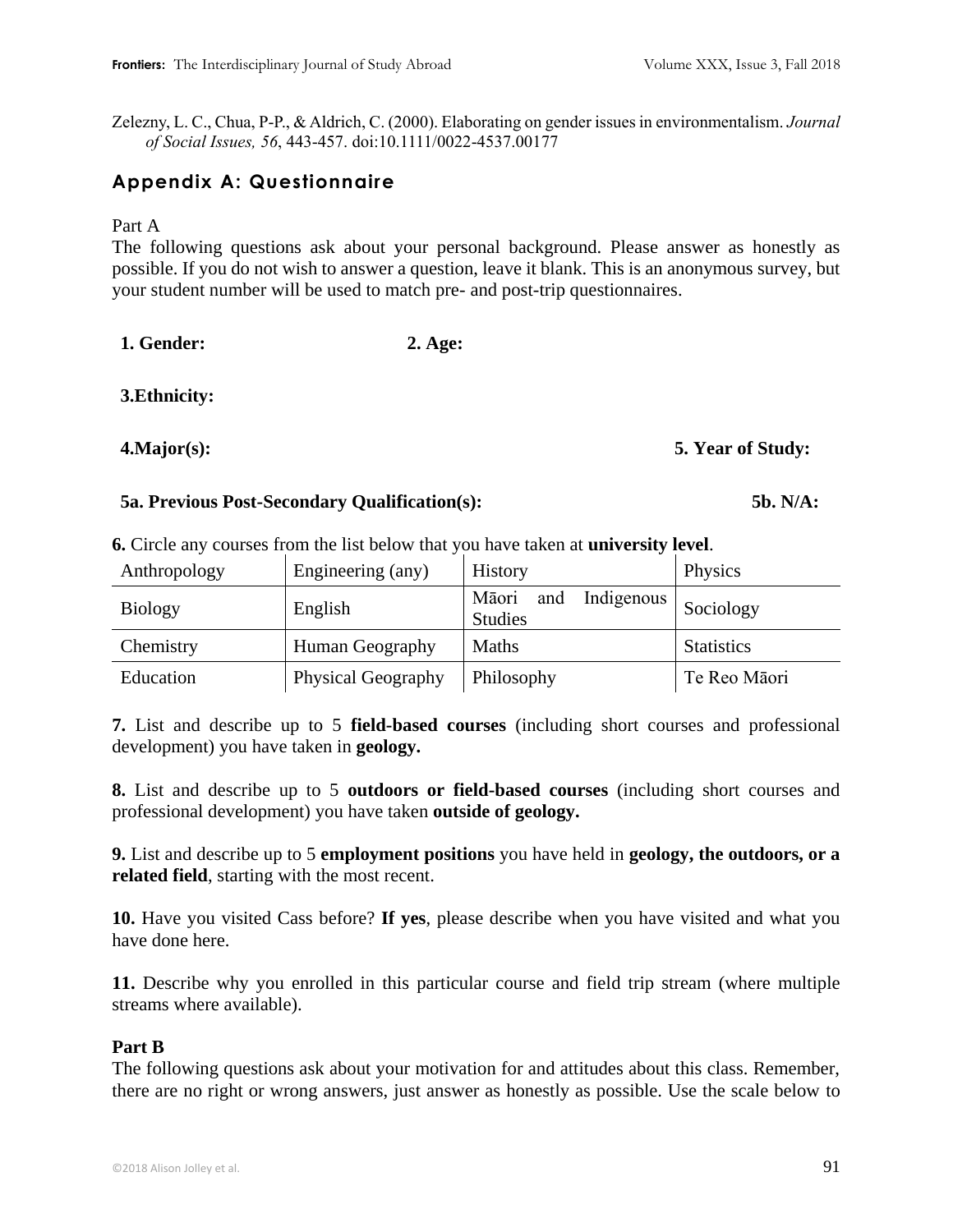Zelezny, L. C., Chua, P-P., & Aldrich, C. (2000). Elaborating on gender issues in environmentalism. *Journal of Social Issues, 56*, 443-457. doi:10.1111/0022-4537.00177

## Appendix A: Questionnaire

Part A

The following questions ask about your personal background. Please answer as honestly as possible. If you do not wish to answer a question, leave it blank. This is an anonymous survey, but your student number will be used to match pre- and post-trip questionnaires.

**1. Gender:** **2. Age:**

**3.Ethnicity:**

**4.Major(s):** **5. Year of Study:**

**5a. Previous Post-Secondary Qualification(s):** **5b. N/A:**

**6.** Circle any courses from the list below that you have taken at **university level**.

| | | | |
|---|---|---|---|
| Anthropology | Engineering (any) | History | Physics |
| Biology | English | Māori and Indigenous Studies | Sociology |
| Chemistry | Human Geography | Maths | Statistics |
| Education | Physical Geography | Philosophy | Te Reo Māori |

**7.** List and describe up to 5 **field-based courses** (including short courses and professional development) you have taken in **geology.**

**8.** List and describe up to 5 **outdoors or field-based courses** (including short courses and professional development) you have taken **outside of geology.**

**9.** List and describe up to 5 **employment positions** you have held in **geology, the outdoors, or a related field**, starting with the most recent.

**10.** Have you visited Cass before? **If yes**, please describe when you have visited and what you have done here.

**11.** Describe why you enrolled in this particular course and field trip stream (where multiple streams where available).

**Part B**

The following questions ask about your motivation for and attitudes about this class. Remember, there are no right or wrong answers, just answer as honestly as possible. Use the scale below to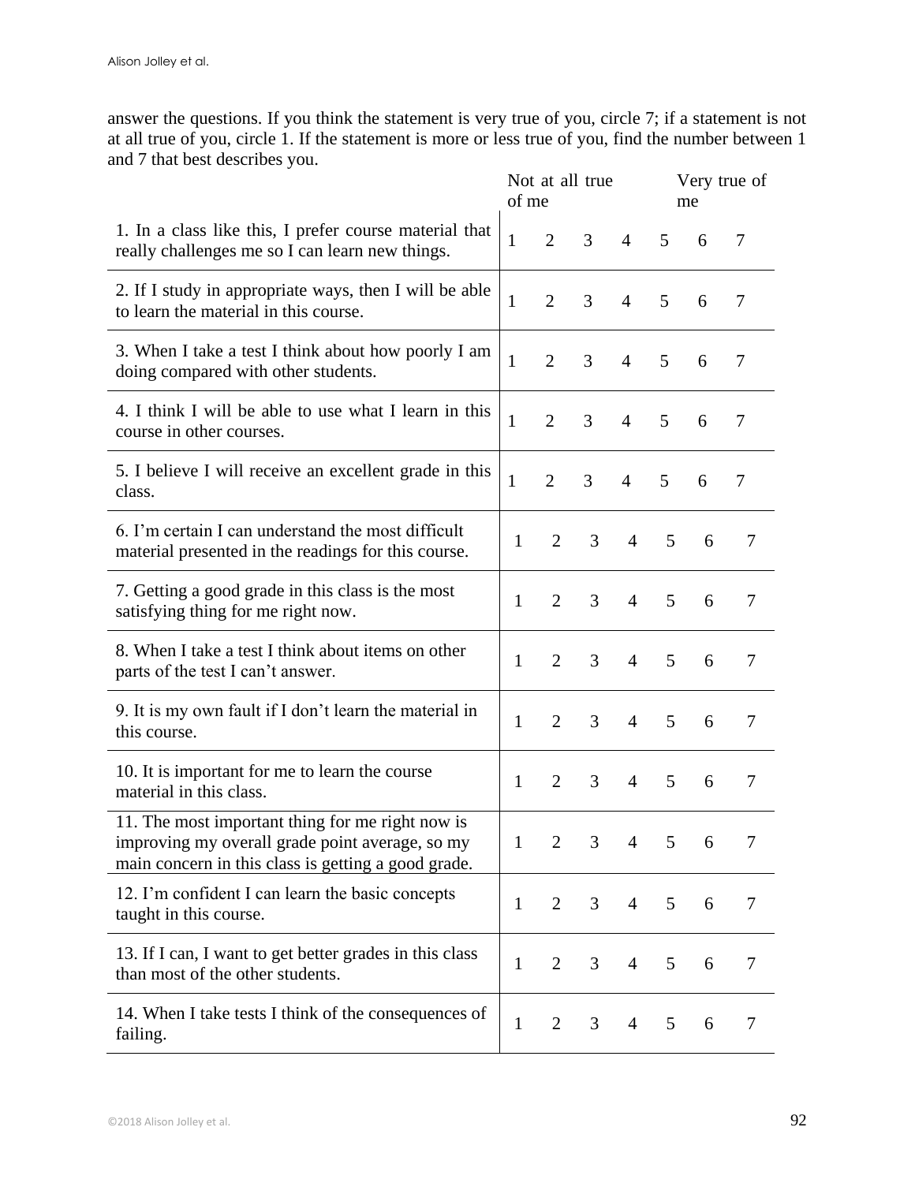answer the questions. If you think the statement is very true of you, circle 7; if a statement is not at all true of you, circle 1. If the statement is more or less true of you, find the number between 1 and 7 that best describes you.

| | Not at all true of me | | | | | | Very true of me |
|---|---|---|---|---|---|---|---|
| 1. In a class like this, I prefer course material that really challenges me so I can learn new things. | 1 | 2 | 3 | 4 | 5 | 6 | 7 |
| 2. If I study in appropriate ways, then I will be able to learn the material in this course. | 1 | 2 | 3 | 4 | 5 | 6 | 7 |
| 3. When I take a test I think about how poorly I am doing compared with other students. | 1 | 2 | 3 | 4 | 5 | 6 | 7 |
| 4. I think I will be able to use what I learn in this course in other courses. | 1 | 2 | 3 | 4 | 5 | 6 | 7 |
| 5. I believe I will receive an excellent grade in this class. | 1 | 2 | 3 | 4 | 5 | 6 | 7 |
| 6. I'm certain I can understand the most difficult material presented in the readings for this course. | 1 | 2 | 3 | 4 | 5 | 6 | 7 |
| 7. Getting a good grade in this class is the most satisfying thing for me right now. | 1 | 2 | 3 | 4 | 5 | 6 | 7 |
| 8. When I take a test I think about items on other parts of the test I can't answer. | 1 | 2 | 3 | 4 | 5 | 6 | 7 |
| 9. It is my own fault if I don't learn the material in this course. | 1 | 2 | 3 | 4 | 5 | 6 | 7 |
| 10. It is important for me to learn the course material in this class. | 1 | 2 | 3 | 4 | 5 | 6 | 7 |
| 11. The most important thing for me right now is improving my overall grade point average, so my main concern in this class is getting a good grade. | 1 | 2 | 3 | 4 | 5 | 6 | 7 |
| 12. I'm confident I can learn the basic concepts taught in this course. | 1 | 2 | 3 | 4 | 5 | 6 | 7 |
| 13. If I can, I want to get better grades in this class than most of the other students. | 1 | 2 | 3 | 4 | 5 | 6 | 7 |
| 14. When I take tests I think of the consequences of failing. | 1 | 2 | 3 | 4 | 5 | 6 | 7 |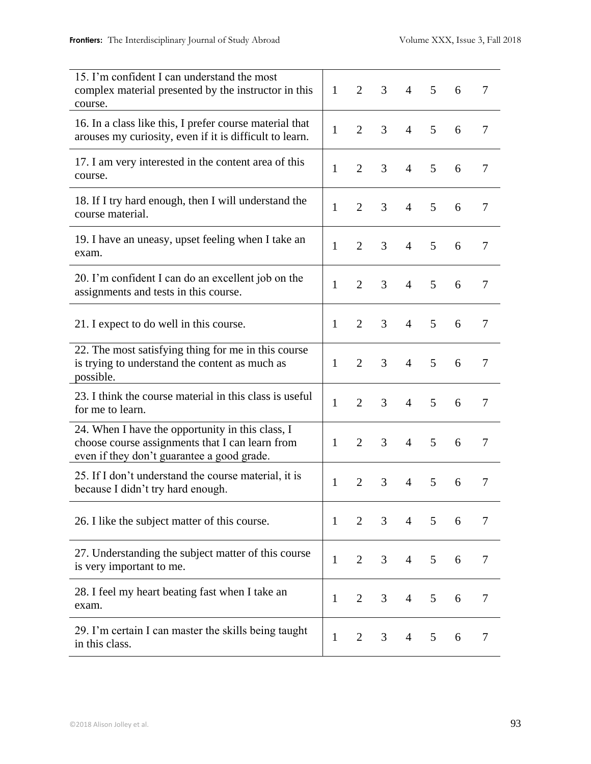| | | | | | | | |
|---|---|---|---|---|---|---|---|
| 15. I'm confident I can understand the most complex material presented by the instructor in this course. | 1 | 2 | 3 | 4 | 5 | 6 | 7 |
| 16. In a class like this, I prefer course material that arouses my curiosity, even if it is difficult to learn. | 1 | 2 | 3 | 4 | 5 | 6 | 7 |
| 17. I am very interested in the content area of this course. | 1 | 2 | 3 | 4 | 5 | 6 | 7 |
| 18. If I try hard enough, then I will understand the course material. | 1 | 2 | 3 | 4 | 5 | 6 | 7 |
| 19. I have an uneasy, upset feeling when I take an exam. | 1 | 2 | 3 | 4 | 5 | 6 | 7 |
| 20. I'm confident I can do an excellent job on the assignments and tests in this course. | 1 | 2 | 3 | 4 | 5 | 6 | 7 |
| 21. I expect to do well in this course. | 1 | 2 | 3 | 4 | 5 | 6 | 7 |
| 22. The most satisfying thing for me in this course is trying to understand the content as much as possible. | 1 | 2 | 3 | 4 | 5 | 6 | 7 |
| 23. I think the course material in this class is useful for me to learn. | 1 | 2 | 3 | 4 | 5 | 6 | 7 |
| 24. When I have the opportunity in this class, I choose course assignments that I can learn from even if they don't guarantee a good grade. | 1 | 2 | 3 | 4 | 5 | 6 | 7 |
| 25. If I don't understand the course material, it is because I didn't try hard enough. | 1 | 2 | 3 | 4 | 5 | 6 | 7 |
| 26. I like the subject matter of this course. | 1 | 2 | 3 | 4 | 5 | 6 | 7 |
| 27. Understanding the subject matter of this course is very important to me. | 1 | 2 | 3 | 4 | 5 | 6 | 7 |
| 28. I feel my heart beating fast when I take an exam. | 1 | 2 | 3 | 4 | 5 | 6 | 7 |
| 29. I'm certain I can master the skills being taught in this class. | 1 | 2 | 3 | 4 | 5 | 6 | 7 |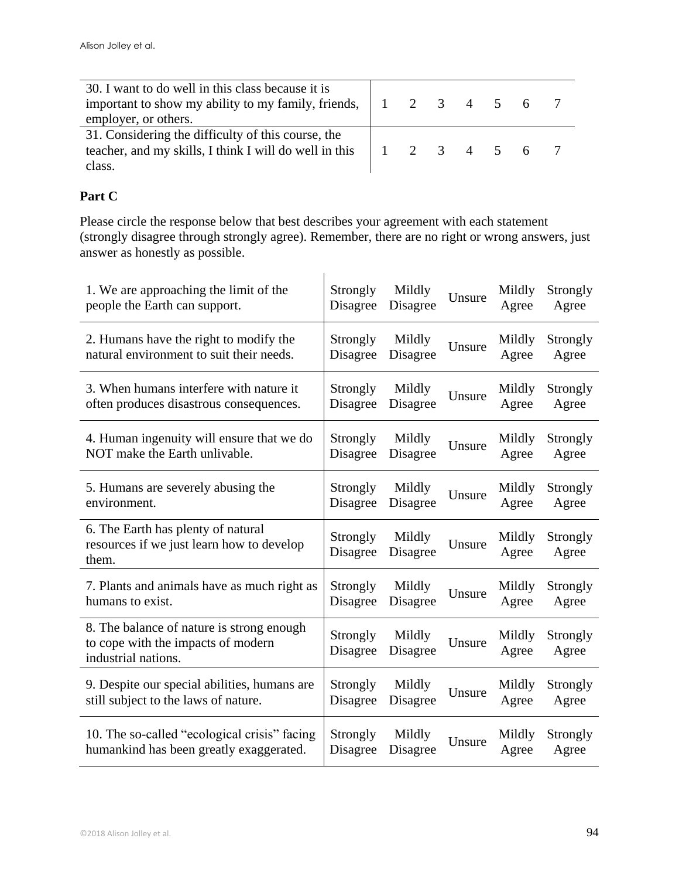| | | | | | | | |
|---|---|---|---|---|---|---|---|
| 30. I want to do well in this class because it is important to show my ability to my family, friends, employer, or others. | 1 | 2 | 3 | 4 | 5 | 6 | 7 |
| 31. Considering the difficulty of this course, the teacher, and my skills, I think I will do well in this class. | 1 | 2 | 3 | 4 | 5 | 6 | 7 |

**Part C**

Please circle the response below that best describes your agreement with each statement (strongly disagree through strongly agree). Remember, there are no right or wrong answers, just answer as honestly as possible.

| | | | | | |
|---|---|---|---|---|---|
| 1. We are approaching the limit of the people the Earth can support. | Strongly Disagree | Mildly Disagree | Unsure | Mildly Agree | Strongly Agree |
| 2. Humans have the right to modify the natural environment to suit their needs. | Strongly Disagree | Mildly Disagree | Unsure | Mildly Agree | Strongly Agree |
| 3. When humans interfere with nature it often produces disastrous consequences. | Strongly Disagree | Mildly Disagree | Unsure | Mildly Agree | Strongly Agree |
| 4. Human ingenuity will ensure that we do NOT make the Earth unlivable. | Strongly Disagree | Mildly Disagree | Unsure | Mildly Agree | Strongly Agree |
| 5. Humans are severely abusing the environment. | Strongly Disagree | Mildly Disagree | Unsure | Mildly Agree | Strongly Agree |
| 6. The Earth has plenty of natural resources if we just learn how to develop them. | Strongly Disagree | Mildly Disagree | Unsure | Mildly Agree | Strongly Agree |
| 7. Plants and animals have as much right as humans to exist. | Strongly Disagree | Mildly Disagree | Unsure | Mildly Agree | Strongly Agree |
| 8. The balance of nature is strong enough to cope with the impacts of modern industrial nations. | Strongly Disagree | Mildly Disagree | Unsure | Mildly Agree | Strongly Agree |
| 9. Despite our special abilities, humans are still subject to the laws of nature. | Strongly Disagree | Mildly Disagree | Unsure | Mildly Agree | Strongly Agree |
| 10. The so-called "ecological crisis" facing humankind has been greatly exaggerated. | Strongly Disagree | Mildly Disagree | Unsure | Mildly Agree | Strongly Agree |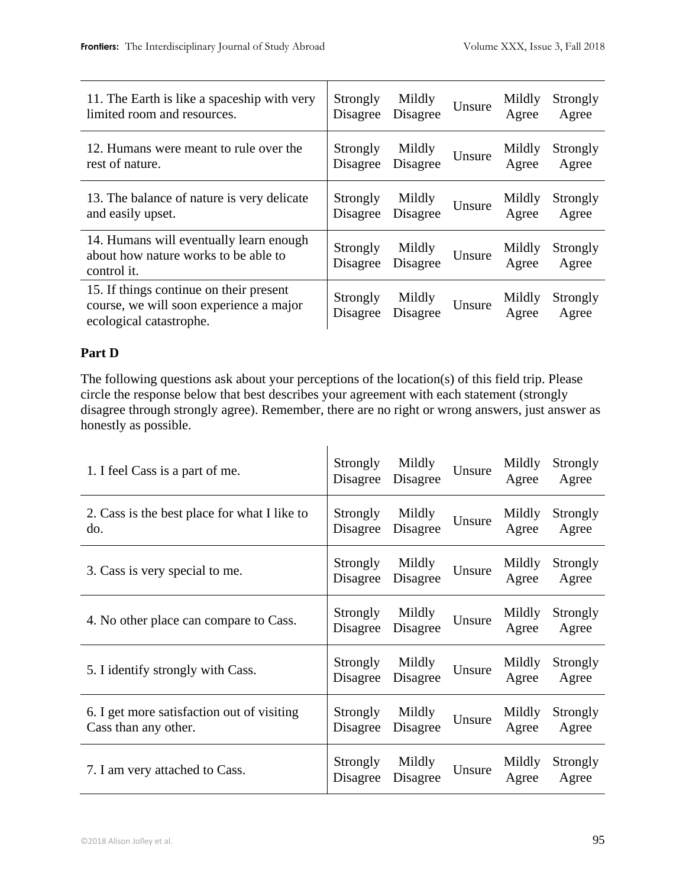| | | | | | |
|---|---|---|---|---|---|
| 11. The Earth is like a spaceship with very limited room and resources. | Strongly Disagree | Mildly Disagree | Unsure | Mildly Agree | Strongly Agree |
| 12. Humans were meant to rule over the rest of nature. | Strongly Disagree | Mildly Disagree | Unsure | Mildly Agree | Strongly Agree |
| 13. The balance of nature is very delicate and easily upset. | Strongly Disagree | Mildly Disagree | Unsure | Mildly Agree | Strongly Agree |
| 14. Humans will eventually learn enough about how nature works to be able to control it. | Strongly Disagree | Mildly Disagree | Unsure | Mildly Agree | Strongly Agree |
| 15. If things continue on their present course, we will soon experience a major ecological catastrophe. | Strongly Disagree | Mildly Disagree | Unsure | Mildly Agree | Strongly Agree |

**Part D**

The following questions ask about your perceptions of the location(s) of this field trip. Please circle the response below that best describes your agreement with each statement (strongly disagree through strongly agree). Remember, there are no right or wrong answers, just answer as honestly as possible.

| | | | | | |
|---|---|---|---|---|---|
| 1. I feel Cass is a part of me. | Strongly Disagree | Mildly Disagree | Unsure | Mildly Agree | Strongly Agree |
| 2. Cass is the best place for what I like to do. | Strongly Disagree | Mildly Disagree | Unsure | Mildly Agree | Strongly Agree |
| 3. Cass is very special to me. | Strongly Disagree | Mildly Disagree | Unsure | Mildly Agree | Strongly Agree |
| 4. No other place can compare to Cass. | Strongly Disagree | Mildly Disagree | Unsure | Mildly Agree | Strongly Agree |
| 5. I identify strongly with Cass. | Strongly Disagree | Mildly Disagree | Unsure | Mildly Agree | Strongly Agree |
| 6. I get more satisfaction out of visiting Cass than any other. | Strongly Disagree | Mildly Disagree | Unsure | Mildly Agree | Strongly Agree |
| 7. I am very attached to Cass. | Strongly Disagree | Mildly Disagree | Unsure | Mildly Agree | Strongly Agree |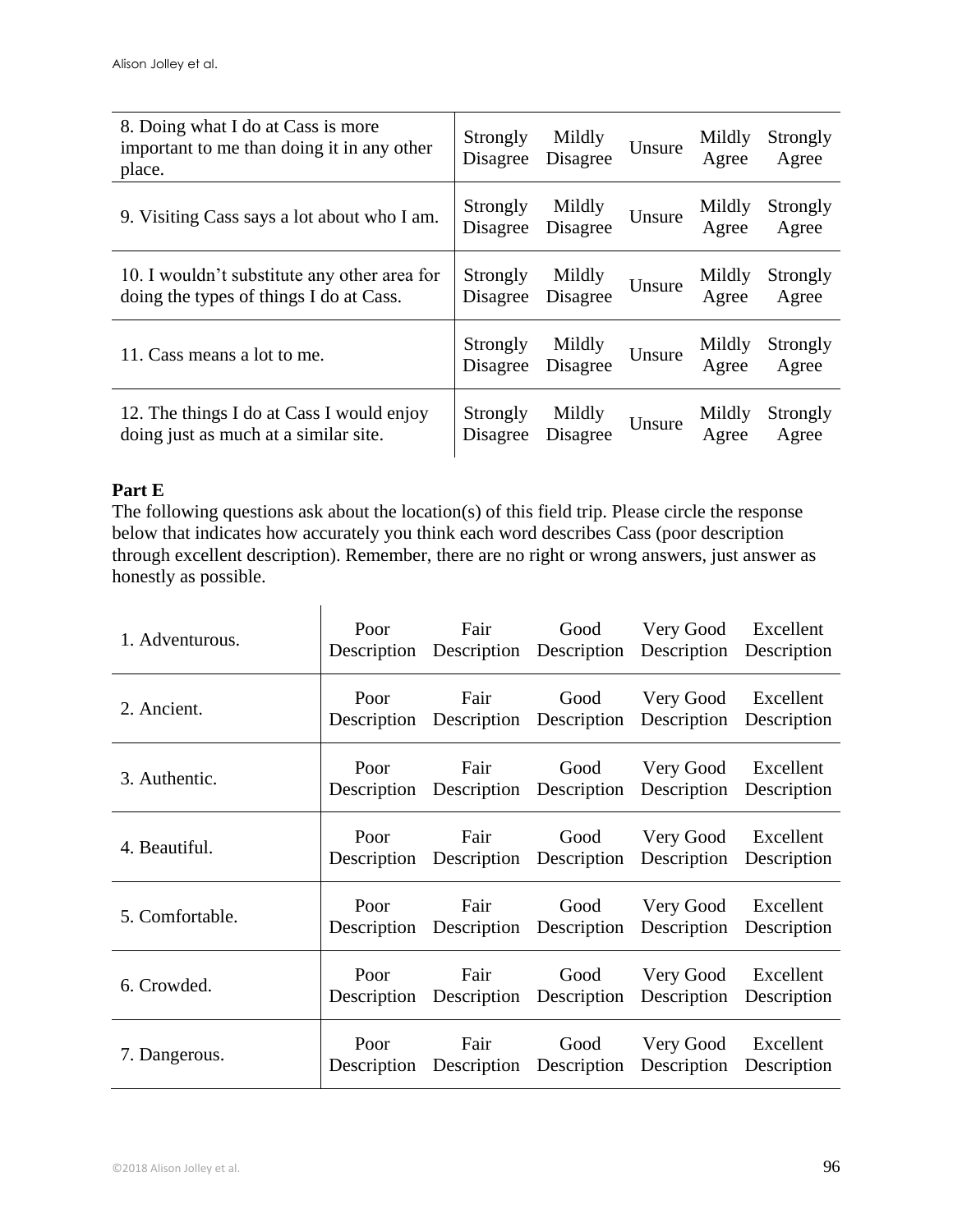| | | | | | |
|---|---|---|---|---|---|
| 8. Doing what I do at Cass is more important to me than doing it in any other place. | Strongly Disagree | Mildly Disagree | Unsure | Mildly Agree | Strongly Agree |
| 9. Visiting Cass says a lot about who I am. | Strongly Disagree | Mildly Disagree | Unsure | Mildly Agree | Strongly Agree |
| 10. I wouldn't substitute any other area for doing the types of things I do at Cass. | Strongly Disagree | Mildly Disagree | Unsure | Mildly Agree | Strongly Agree |
| 11. Cass means a lot to me. | Strongly Disagree | Mildly Disagree | Unsure | Mildly Agree | Strongly Agree |
| 12. The things I do at Cass I would enjoy doing just as much at a similar site. | Strongly Disagree | Mildly Disagree | Unsure | Mildly Agree | Strongly Agree |

**Part E**

The following questions ask about the location(s) of this field trip. Please circle the response below that indicates how accurately you think each word describes Cass (poor description through excellent description). Remember, there are no right or wrong answers, just answer as honestly as possible.

| | | | | | |
|---|---|---|---|---|---|
| 1. Adventurous. | Poor Description | Fair Description | Good Description | Very Good Description | Excellent Description |
| 2. Ancient. | Poor Description | Fair Description | Good Description | Very Good Description | Excellent Description |
| 3. Authentic. | Poor Description | Fair Description | Good Description | Very Good Description | Excellent Description |
| 4. Beautiful. | Poor Description | Fair Description | Good Description | Very Good Description | Excellent Description |
| 5. Comfortable. | Poor Description | Fair Description | Good Description | Very Good Description | Excellent Description |
| 6. Crowded. | Poor Description | Fair Description | Good Description | Very Good Description | Excellent Description |
| 7. Dangerous. | Poor Description | Fair Description | Good Description | Very Good Description | Excellent Description |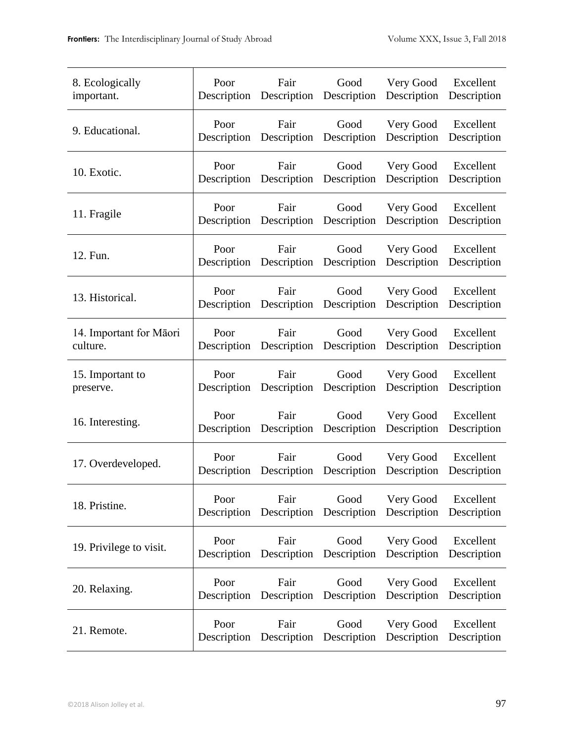| | | | | | |
|---|---|---|---|---|---|
| 8. Ecologically important. | Poor Description | Fair Description | Good Description | Very Good Description | Excellent Description |
| 9. Educational. | Poor Description | Fair Description | Good Description | Very Good Description | Excellent Description |
| 10. Exotic. | Poor Description | Fair Description | Good Description | Very Good Description | Excellent Description |
| 11. Fragile | Poor Description | Fair Description | Good Description | Very Good Description | Excellent Description |
| 12. Fun. | Poor Description | Fair Description | Good Description | Very Good Description | Excellent Description |
| 13. Historical. | Poor Description | Fair Description | Good Description | Very Good Description | Excellent Description |
| 14. Important for Māori culture. | Poor Description | Fair Description | Good Description | Very Good Description | Excellent Description |
| 15. Important to preserve. | Poor Description | Fair Description | Good Description | Very Good Description | Excellent Description |
| 16. Interesting. | Poor Description | Fair Description | Good Description | Very Good Description | Excellent Description |
| 17. Overdeveloped. | Poor Description | Fair Description | Good Description | Very Good Description | Excellent Description |
| 18. Pristine. | Poor Description | Fair Description | Good Description | Very Good Description | Excellent Description |
| 19. Privilege to visit. | Poor Description | Fair Description | Good Description | Very Good Description | Excellent Description |
| 20. Relaxing. | Poor Description | Fair Description | Good Description | Very Good Description | Excellent Description |
| 21. Remote. | Poor Description | Fair Description | Good Description | Very Good Description | Excellent Description |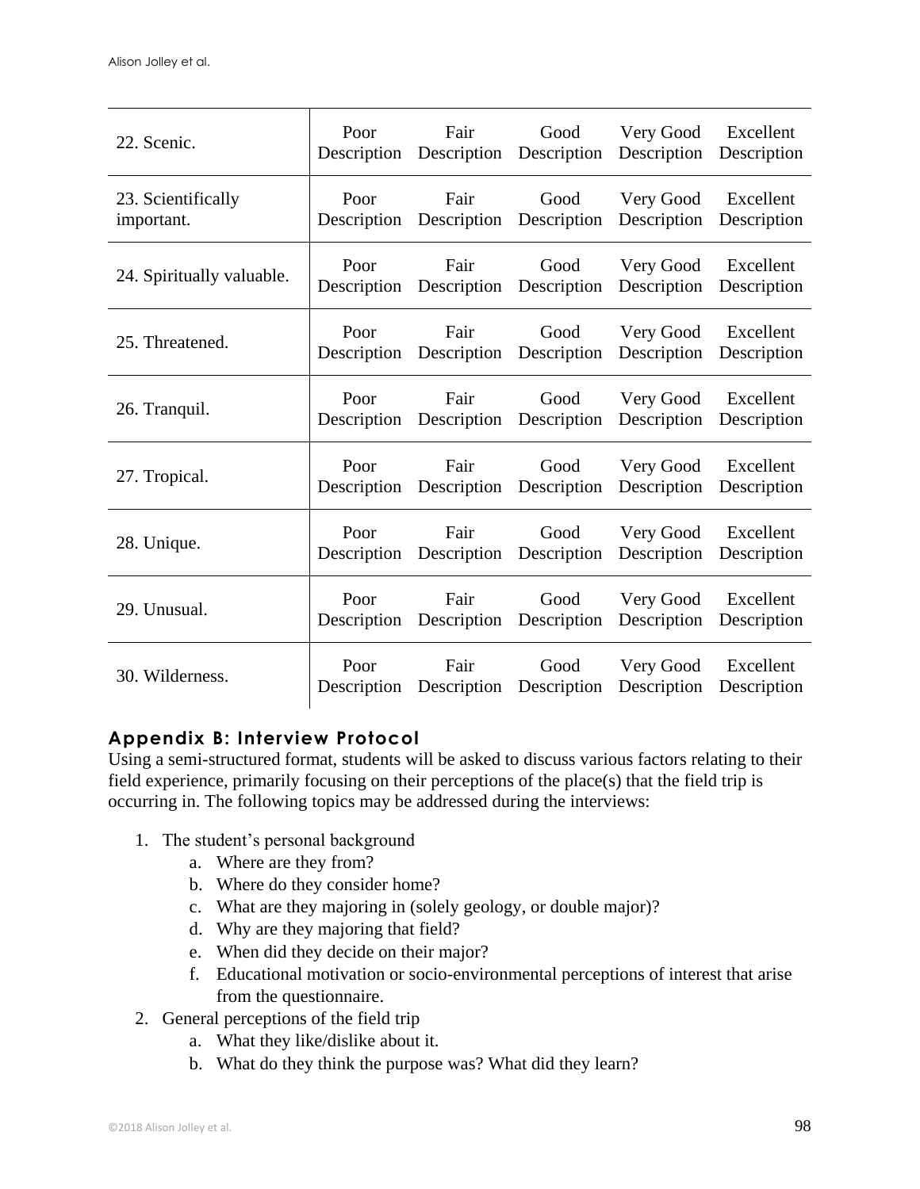| | | | | | |
|---|---|---|---|---|---|
| 22. Scenic. | Poor Description | Fair Description | Good Description | Very Good Description | Excellent Description |
| 23. Scientifically important. | Poor Description | Fair Description | Good Description | Very Good Description | Excellent Description |
| 24. Spiritually valuable. | Poor Description | Fair Description | Good Description | Very Good Description | Excellent Description |
| 25. Threatened. | Poor Description | Fair Description | Good Description | Very Good Description | Excellent Description |
| 26. Tranquil. | Poor Description | Fair Description | Good Description | Very Good Description | Excellent Description |
| 27. Tropical. | Poor Description | Fair Description | Good Description | Very Good Description | Excellent Description |
| 28. Unique. | Poor Description | Fair Description | Good Description | Very Good Description | Excellent Description |
| 29. Unusual. | Poor Description | Fair Description | Good Description | Very Good Description | Excellent Description |
| 30. Wilderness. | Poor Description | Fair Description | Good Description | Very Good Description | Excellent Description |

## Appendix B: Interview Protocol

Using a semi-structured format, students will be asked to discuss various factors relating to their field experience, primarily focusing on their perceptions of the place(s) that the field trip is occurring in. The following topics may be addressed during the interviews:

1. The student's personal background
   a. Where are they from?
   b. Where do they consider home?
   c. What are they majoring in (solely geology, or double major)?
   d. Why are they majoring that field?
   e. When did they decide on their major?
   f. Educational motivation or socio-environmental perceptions of interest that arise from the questionnaire.
2. General perceptions of the field trip
   a. What they like/dislike about it.
   b. What do they think the purpose was? What did they learn?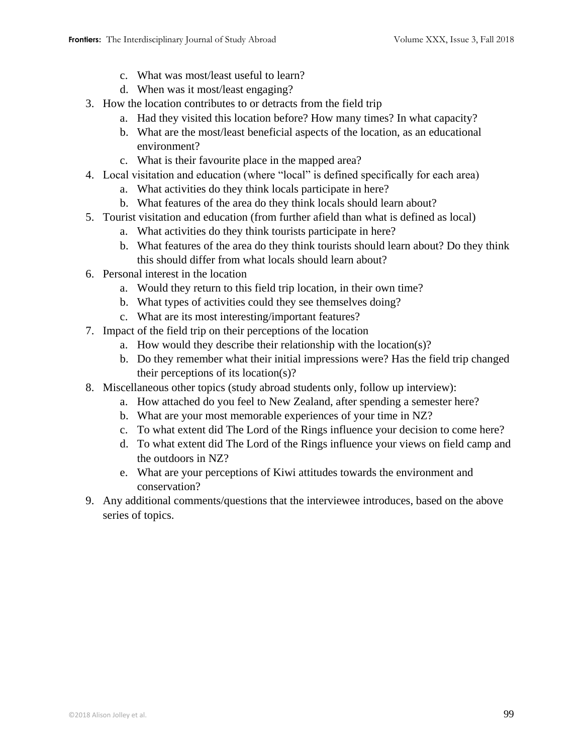c. What was most/least useful to learn?
   d. When was it most/least engaging?
3. How the location contributes to or detracts from the field trip
   a. Had they visited this location before? How many times? In what capacity?
   b. What are the most/least beneficial aspects of the location, as an educational environment?
   c. What is their favourite place in the mapped area?
4. Local visitation and education (where "local" is defined specifically for each area)
   a. What activities do they think locals participate in here?
   b. What features of the area do they think locals should learn about?
5. Tourist visitation and education (from further afield than what is defined as local)
   a. What activities do they think tourists participate in here?
   b. What features of the area do they think tourists should learn about? Do they think this should differ from what locals should learn about?
6. Personal interest in the location
   a. Would they return to this field trip location, in their own time?
   b. What types of activities could they see themselves doing?
   c. What are its most interesting/important features?
7. Impact of the field trip on their perceptions of the location
   a. How would they describe their relationship with the location(s)?
   b. Do they remember what their initial impressions were? Has the field trip changed their perceptions of its location(s)?
8. Miscellaneous other topics (study abroad students only, follow up interview):
   a. How attached do you feel to New Zealand, after spending a semester here?
   b. What are your most memorable experiences of your time in NZ?
   c. To what extent did The Lord of the Rings influence your decision to come here?
   d. To what extent did The Lord of the Rings influence your views on field camp and the outdoors in NZ?
   e. What are your perceptions of Kiwi attitudes towards the environment and conservation?
9. Any additional comments/questions that the interviewee introduces, based on the above series of topics.